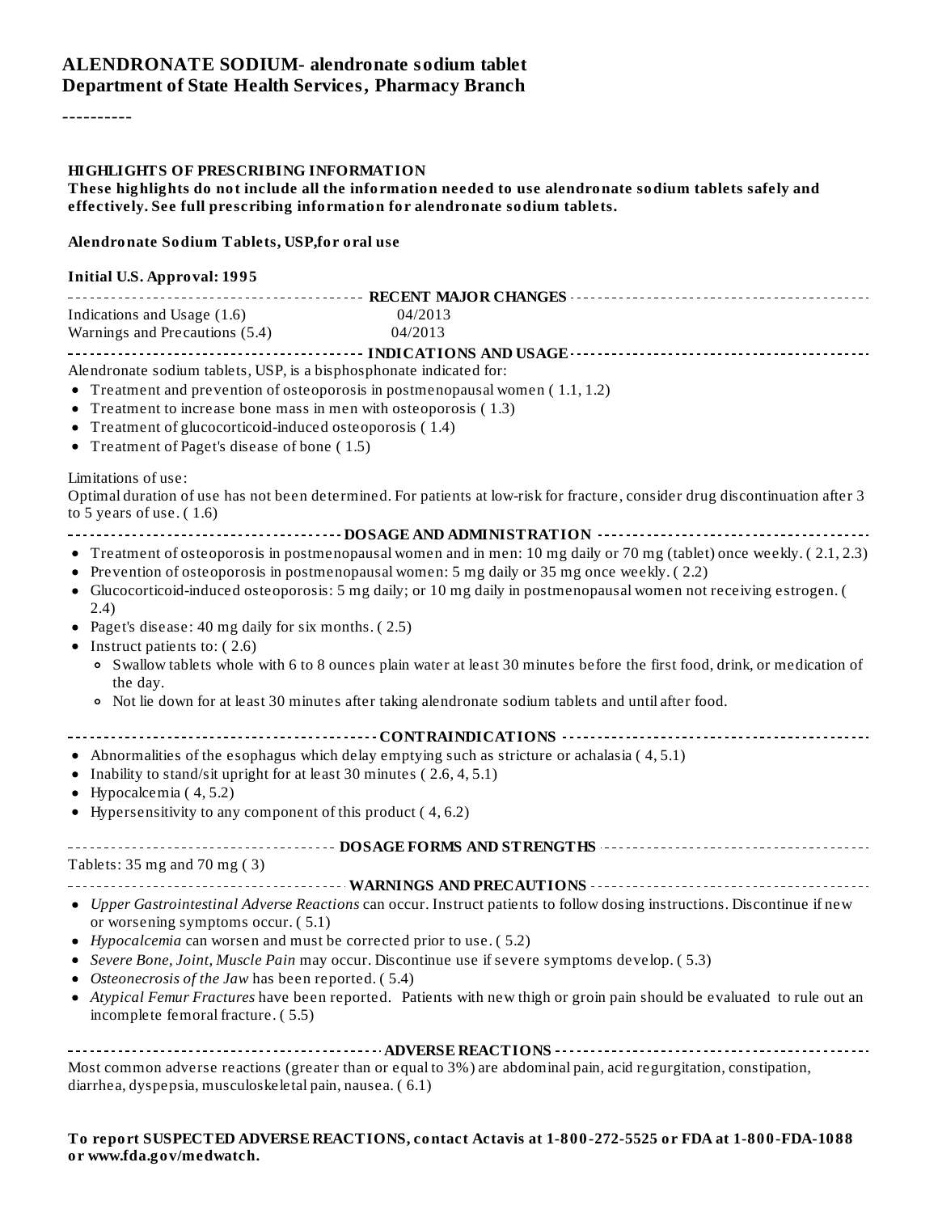# ALENDRONATE SODIUM- alendronate sodium tablet
## Department of State Health Services, Pharmacy Branch

----------

**HIGHLIGHTS OF PRESCRIBING INFORMATION**
**These highlights do not include all the information needed to use alendronate sodium tablets safely and effectively. See full prescribing information for alendronate sodium tablets.**

**Alendronate Sodium Tablets, USP,for oral use**

**Initial U.S. Approval: 1995**

**RECENT MAJOR CHANGES**

| | |
|---|---|
| Indications and Usage (1.6) | 04/2013 |
| Warnings and Precautions (5.4) | 04/2013 |

**INDICATIONS AND USAGE**

Alendronate sodium tablets, USP, is a bisphosphonate indicated for:

- Treatment and prevention of osteoporosis in postmenopausal women ( 1.1, 1.2)
- Treatment to increase bone mass in men with osteoporosis ( 1.3)
- Treatment of glucocorticoid-induced osteoporosis ( 1.4)
- Treatment of Paget's disease of bone ( 1.5)

Limitations of use:
Optimal duration of use has not been determined. For patients at low-risk for fracture, consider drug discontinuation after 3 to 5 years of use. ( 1.6)

**DOSAGE AND ADMINISTRATION**

- Treatment of osteoporosis in postmenopausal women and in men: 10 mg daily or 70 mg (tablet) once weekly. ( 2.1, 2.3)
- Prevention of osteoporosis in postmenopausal women: 5 mg daily or 35 mg once weekly. ( 2.2)
- Glucocorticoid-induced osteoporosis: 5 mg daily; or 10 mg daily in postmenopausal women not receiving estrogen. ( 2.4)
- Paget's disease: 40 mg daily for six months. ( 2.5)
- Instruct patients to: ( 2.6)
  - Swallow tablets whole with 6 to 8 ounces plain water at least 30 minutes before the first food, drink, or medication of the day.
  - Not lie down for at least 30 minutes after taking alendronate sodium tablets and until after food.

**CONTRAINDICATIONS**

- Abnormalities of the esophagus which delay emptying such as stricture or achalasia ( 4, 5.1)
- Inability to stand/sit upright for at least 30 minutes ( 2.6, 4, 5.1)
- Hypocalcemia ( 4, 5.2)
- Hypersensitivity to any component of this product ( 4, 6.2)

**DOSAGE FORMS AND STRENGTHS**

Tablets: 35 mg and 70 mg ( 3)

**WARNINGS AND PRECAUTIONS**

- *Upper Gastrointestinal Adverse Reactions* can occur. Instruct patients to follow dosing instructions. Discontinue if new or worsening symptoms occur. ( 5.1)
- *Hypocalcemia* can worsen and must be corrected prior to use. ( 5.2)
- *Severe Bone, Joint, Muscle Pain* may occur. Discontinue use if severe symptoms develop. ( 5.3)
- *Osteonecrosis of the Jaw* has been reported. ( 5.4)
- *Atypical Femur Fractures* have been reported. Patients with new thigh or groin pain should be evaluated to rule out an incomplete femoral fracture. ( 5.5)

**ADVERSE REACTIONS**

Most common adverse reactions (greater than or equal to 3%) are abdominal pain, acid regurgitation, constipation, diarrhea, dyspepsia, musculoskeletal pain, nausea. ( 6.1)

**To report SUSPECTED ADVERSE REACTIONS, contact Actavis at 1-800-272-5525 or FDA at 1-800-FDA-1088 or www.fda.gov/medwatch.**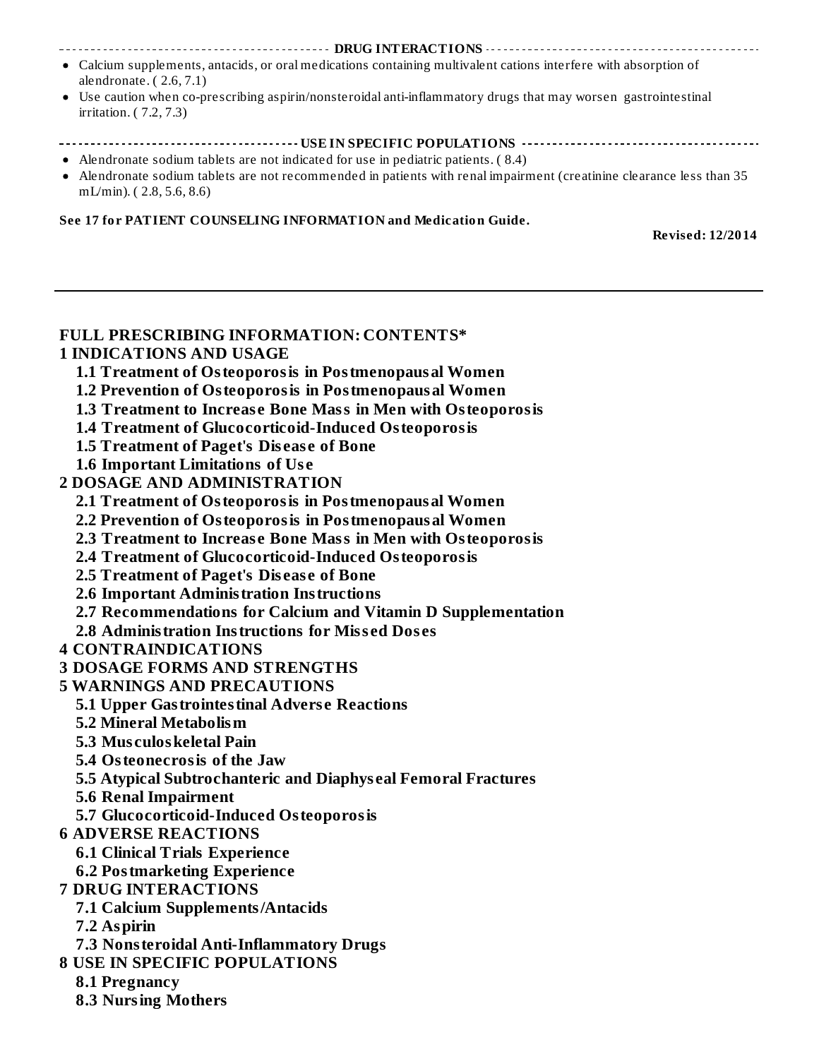## DRUG INTERACTIONS

- Calcium supplements, antacids, or oral medications containing multivalent cations interfere with absorption of alendronate. ( 2.6, 7.1)
- Use caution when co-prescribing aspirin/nonsteroidal anti-inflammatory drugs that may worsen gastrointestinal irritation. ( 7.2, 7.3)

## USE IN SPECIFIC POPULATIONS

- Alendronate sodium tablets are not indicated for use in pediatric patients. ( 8.4)
- Alendronate sodium tablets are not recommended in patients with renal impairment (creatinine clearance less than 35 mL/min). ( 2.8, 5.6, 8.6)

**See 17 for PATIENT COUNSELING INFORMATION and Medication Guide.**

**Revised: 12/2014**

---

## FULL PRESCRIBING INFORMATION: CONTENTS*

**1 INDICATIONS AND USAGE**
- **1.1 Treatment of Osteoporosis in Postmenopausal Women**
- **1.2 Prevention of Osteoporosis in Postmenopausal Women**
- **1.3 Treatment to Increase Bone Mass in Men with Osteoporosis**
- **1.4 Treatment of Glucocorticoid-Induced Osteoporosis**
- **1.5 Treatment of Paget's Disease of Bone**
- **1.6 Important Limitations of Use**

**2 DOSAGE AND ADMINISTRATION**
- **2.1 Treatment of Osteoporosis in Postmenopausal Women**
- **2.2 Prevention of Osteoporosis in Postmenopausal Women**
- **2.3 Treatment to Increase Bone Mass in Men with Osteoporosis**
- **2.4 Treatment of Glucocorticoid-Induced Osteoporosis**
- **2.5 Treatment of Paget's Disease of Bone**
- **2.6 Important Administration Instructions**
- **2.7 Recommendations for Calcium and Vitamin D Supplementation**
- **2.8 Administration Instructions for Missed Doses**

**4 CONTRAINDICATIONS**

**3 DOSAGE FORMS AND STRENGTHS**

**5 WARNINGS AND PRECAUTIONS**
- **5.1 Upper Gastrointestinal Adverse Reactions**
- **5.2 Mineral Metabolism**
- **5.3 Musculoskeletal Pain**
- **5.4 Osteonecrosis of the Jaw**
- **5.5 Atypical Subtrochanteric and Diaphyseal Femoral Fractures**
- **5.6 Renal Impairment**
- **5.7 Glucocorticoid-Induced Osteoporosis**

**6 ADVERSE REACTIONS**
- **6.1 Clinical Trials Experience**
- **6.2 Postmarketing Experience**

**7 DRUG INTERACTIONS**
- **7.1 Calcium Supplements/Antacids**
- **7.2 Aspirin**
- **7.3 Nonsteroidal Anti-Inflammatory Drugs**

**8 USE IN SPECIFIC POPULATIONS**
- **8.1 Pregnancy**
- **8.3 Nursing Mothers**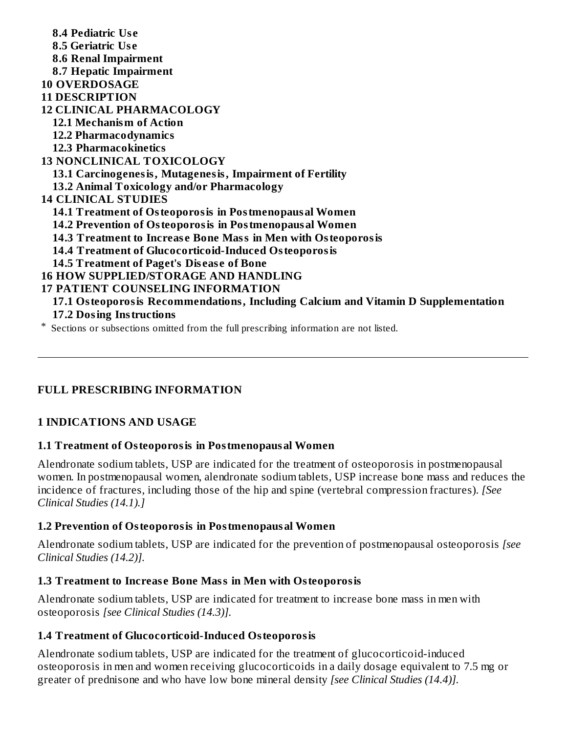**8.4 Pediatric Use**

**8.5 Geriatric Use**

**8.6 Renal Impairment**

**8.7 Hepatic Impairment**

**10 OVERDOSAGE**

**11 DESCRIPTION**

**12 CLINICAL PHARMACOLOGY**

**12.1 Mechanism of Action**

**12.2 Pharmacodynamics**

**12.3 Pharmacokinetics**

**13 NONCLINICAL TOXICOLOGY**

**13.1 Carcinogenesis, Mutagenesis, Impairment of Fertility**

**13.2 Animal Toxicology and/or Pharmacology**

**14 CLINICAL STUDIES**

**14.1 Treatment of Osteoporosis in Postmenopausal Women**

**14.2 Prevention of Osteoporosis in Postmenopausal Women**

**14.3 Treatment to Increase Bone Mass in Men with Osteoporosis**

**14.4 Treatment of Glucocorticoid-Induced Osteoporosis**

**14.5 Treatment of Paget's Disease of Bone**

**16 HOW SUPPLIED/STORAGE AND HANDLING**

**17 PATIENT COUNSELING INFORMATION**

**17.1 Osteoporosis Recommendations, Including Calcium and Vitamin D Supplementation**

**17.2 Dosing Instructions**

\* Sections or subsections omitted from the full prescribing information are not listed.

---

## FULL PRESCRIBING INFORMATION

## 1 INDICATIONS AND USAGE

### 1.1 Treatment of Osteoporosis in Postmenopausal Women

Alendronate sodium tablets, USP are indicated for the treatment of osteoporosis in postmenopausal women. In postmenopausal women, alendronate sodium tablets, USP increase bone mass and reduces the incidence of fractures, including those of the hip and spine (vertebral compression fractures). *[See Clinical Studies (14.1).]*

### 1.2 Prevention of Osteoporosis in Postmenopausal Women

Alendronate sodium tablets, USP are indicated for the prevention of postmenopausal osteoporosis *[see Clinical Studies (14.2)]*.

### 1.3 Treatment to Increase Bone Mass in Men with Osteoporosis

Alendronate sodium tablets, USP are indicated for treatment to increase bone mass in men with osteoporosis *[see Clinical Studies (14.3)]*.

### 1.4 Treatment of Glucocorticoid-Induced Osteoporosis

Alendronate sodium tablets, USP are indicated for the treatment of glucocorticoid-induced osteoporosis in men and women receiving glucocorticoids in a daily dosage equivalent to 7.5 mg or greater of prednisone and who have low bone mineral density *[see Clinical Studies (14.4)]*.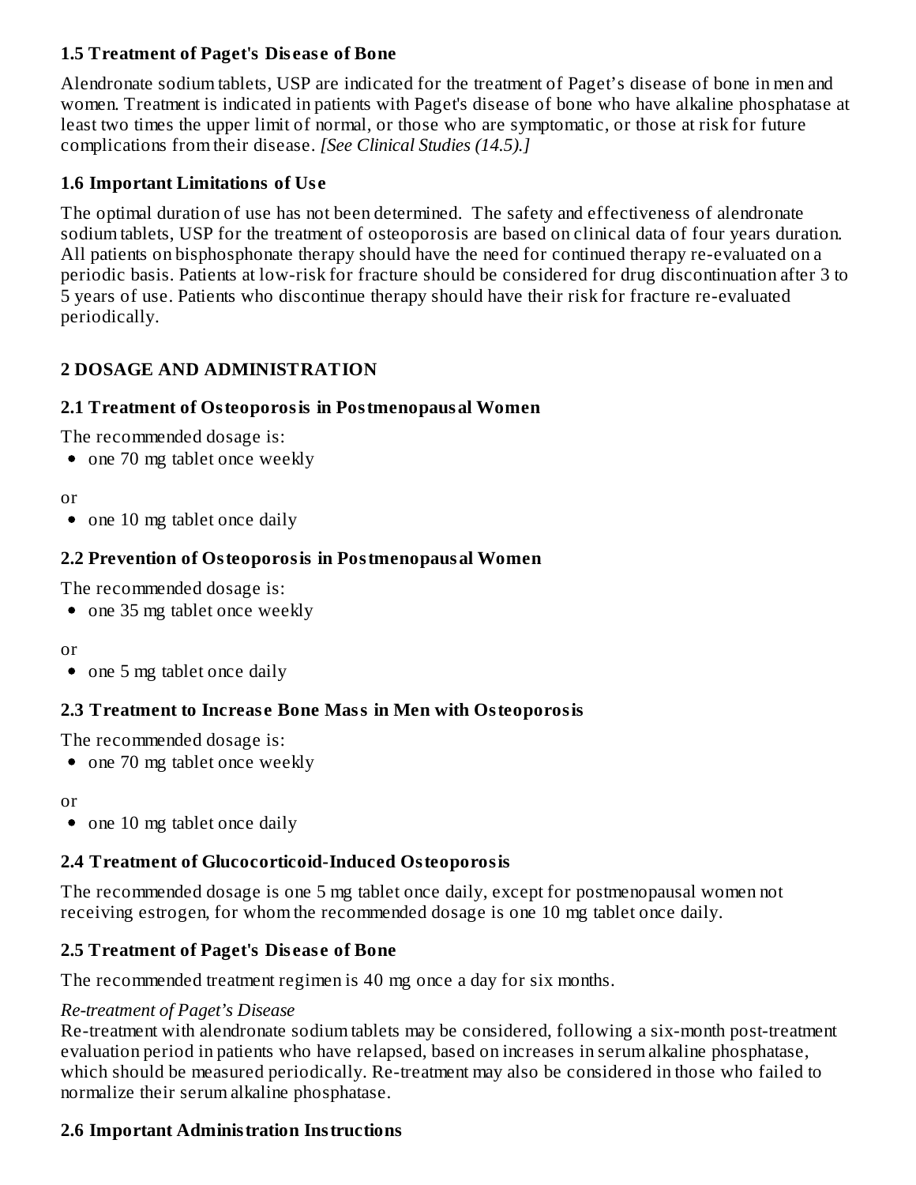### 1.5 Treatment of Paget's Disease of Bone

Alendronate sodium tablets, USP are indicated for the treatment of Paget's disease of bone in men and women. Treatment is indicated in patients with Paget's disease of bone who have alkaline phosphatase at least two times the upper limit of normal, or those who are symptomatic, or those at risk for future complications from their disease. *[See Clinical Studies (14.5).]*

### 1.6 Important Limitations of Use

The optimal duration of use has not been determined. The safety and effectiveness of alendronate sodium tablets, USP for the treatment of osteoporosis are based on clinical data of four years duration. All patients on bisphosphonate therapy should have the need for continued therapy re-evaluated on a periodic basis. Patients at low-risk for fracture should be considered for drug discontinuation after 3 to 5 years of use. Patients who discontinue therapy should have their risk for fracture re-evaluated periodically.

## 2 DOSAGE AND ADMINISTRATION

### 2.1 Treatment of Osteoporosis in Postmenopausal Women

The recommended dosage is:

- one 70 mg tablet once weekly

or

- one 10 mg tablet once daily

### 2.2 Prevention of Osteoporosis in Postmenopausal Women

The recommended dosage is:

- one 35 mg tablet once weekly

or

- one 5 mg tablet once daily

### 2.3 Treatment to Increase Bone Mass in Men with Osteoporosis

The recommended dosage is:

- one 70 mg tablet once weekly

or

- one 10 mg tablet once daily

### 2.4 Treatment of Glucocorticoid-Induced Osteoporosis

The recommended dosage is one 5 mg tablet once daily, except for postmenopausal women not receiving estrogen, for whom the recommended dosage is one 10 mg tablet once daily.

### 2.5 Treatment of Paget's Disease of Bone

The recommended treatment regimen is 40 mg once a day for six months.

*Re-treatment of Paget's Disease*

Re-treatment with alendronate sodium tablets may be considered, following a six-month post-treatment evaluation period in patients who have relapsed, based on increases in serum alkaline phosphatase, which should be measured periodically. Re-treatment may also be considered in those who failed to normalize their serum alkaline phosphatase.

### 2.6 Important Administration Instructions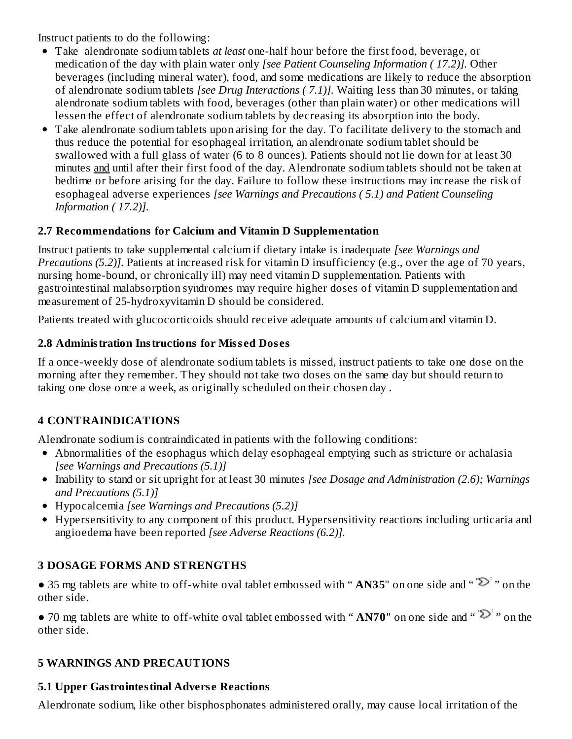Instruct patients to do the following:

- Take alendronate sodium tablets *at least* one-half hour before the first food, beverage, or medication of the day with plain water only *[see Patient Counseling Information ( 17.2)]*. Other beverages (including mineral water), food, and some medications are likely to reduce the absorption of alendronate sodium tablets *[see Drug Interactions ( 7.1)]*. Waiting less than 30 minutes, or taking alendronate sodium tablets with food, beverages (other than plain water) or other medications will lessen the effect of alendronate sodium tablets by decreasing its absorption into the body.
- Take alendronate sodium tablets upon arising for the day. To facilitate delivery to the stomach and thus reduce the potential for esophageal irritation, an alendronate sodium tablet should be swallowed with a full glass of water (6 to 8 ounces). Patients should not lie down for at least 30 minutes and until after their first food of the day. Alendronate sodium tablets should not be taken at bedtime or before arising for the day. Failure to follow these instructions may increase the risk of esophageal adverse experiences *[see Warnings and Precautions ( 5.1) and Patient Counseling Information ( 17.2)]*.

### 2.7 Recommendations for Calcium and Vitamin D Supplementation

Instruct patients to take supplemental calcium if dietary intake is inadequate *[see Warnings and Precautions (5.2)]*. Patients at increased risk for vitamin D insufficiency (e.g., over the age of 70 years, nursing home-bound, or chronically ill) may need vitamin D supplementation. Patients with gastrointestinal malabsorption syndromes may require higher doses of vitamin D supplementation and measurement of 25-hydroxyvitamin D should be considered.

Patients treated with glucocorticoids should receive adequate amounts of calcium and vitamin D.

### 2.8 Administration Instructions for Missed Doses

If a once-weekly dose of alendronate sodium tablets is missed, instruct patients to take one dose on the morning after they remember. They should not take two doses on the same day but should return to taking one dose once a week, as originally scheduled on their chosen day .

## 4 CONTRAINDICATIONS

Alendronate sodium is contraindicated in patients with the following conditions:

- Abnormalities of the esophagus which delay esophageal emptying such as stricture or achalasia *[see Warnings and Precautions (5.1)]*
- Inability to stand or sit upright for at least 30 minutes *[see Dosage and Administration (2.6); Warnings and Precautions (5.1)]*
- Hypocalcemia *[see Warnings and Precautions (5.2)]*
- Hypersensitivity to any component of this product. Hypersensitivity reactions including urticaria and angioedema have been reported *[see Adverse Reactions (6.2)]*.

## 3 DOSAGE FORMS AND STRENGTHS

● 35 mg tablets are white to off-white oval tablet embossed with " **AN35**" on one side and " " on the other side.

● 70 mg tablets are white to off-white oval tablet embossed with " **AN70**" on one side and " " on the other side.

## 5 WARNINGS AND PRECAUTIONS

### 5.1 Upper Gastrointestinal Adverse Reactions

Alendronate sodium, like other bisphosphonates administered orally, may cause local irritation of the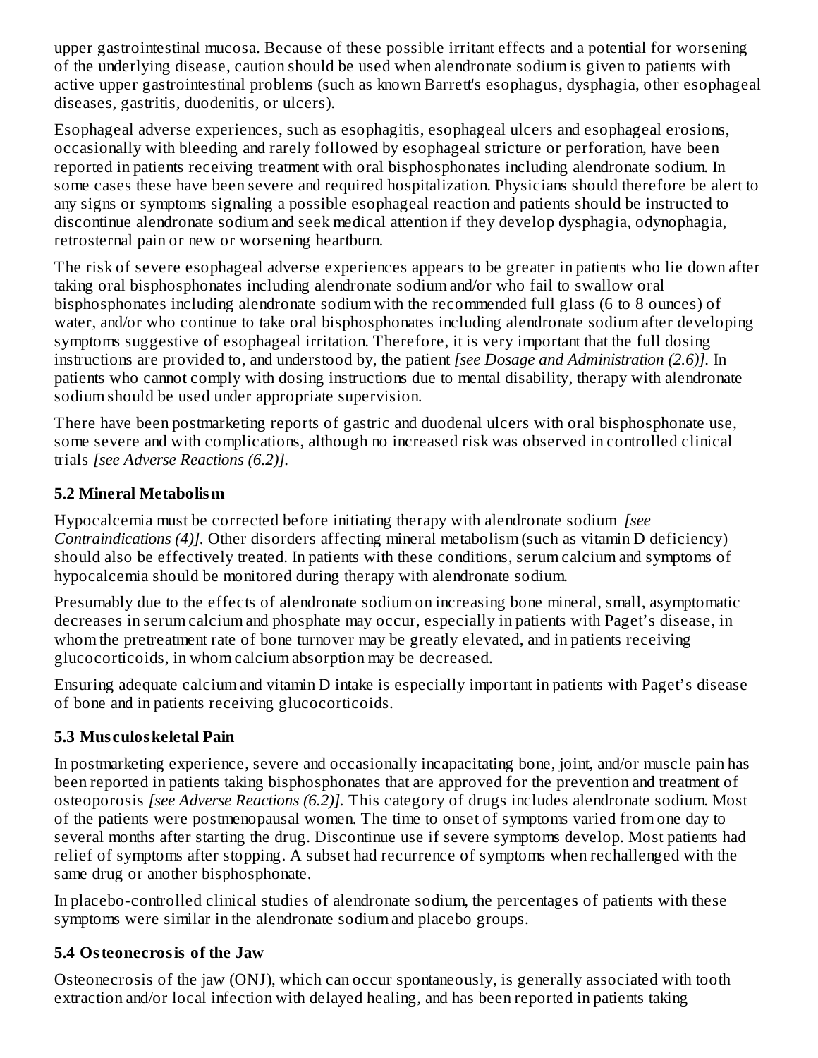upper gastrointestinal mucosa. Because of these possible irritant effects and a potential for worsening of the underlying disease, caution should be used when alendronate sodium is given to patients with active upper gastrointestinal problems (such as known Barrett's esophagus, dysphagia, other esophageal diseases, gastritis, duodenitis, or ulcers).

Esophageal adverse experiences, such as esophagitis, esophageal ulcers and esophageal erosions, occasionally with bleeding and rarely followed by esophageal stricture or perforation, have been reported in patients receiving treatment with oral bisphosphonates including alendronate sodium. In some cases these have been severe and required hospitalization. Physicians should therefore be alert to any signs or symptoms signaling a possible esophageal reaction and patients should be instructed to discontinue alendronate sodium and seek medical attention if they develop dysphagia, odynophagia, retrosternal pain or new or worsening heartburn.

The risk of severe esophageal adverse experiences appears to be greater in patients who lie down after taking oral bisphosphonates including alendronate sodium and/or who fail to swallow oral bisphosphonates including alendronate sodium with the recommended full glass (6 to 8 ounces) of water, and/or who continue to take oral bisphosphonates including alendronate sodium after developing symptoms suggestive of esophageal irritation. Therefore, it is very important that the full dosing instructions are provided to, and understood by, the patient *[see Dosage and Administration (2.6)]*. In patients who cannot comply with dosing instructions due to mental disability, therapy with alendronate sodium should be used under appropriate supervision.

There have been postmarketing reports of gastric and duodenal ulcers with oral bisphosphonate use, some severe and with complications, although no increased risk was observed in controlled clinical trials *[see Adverse Reactions (6.2)]*.

### 5.2 Mineral Metabolism

Hypocalcemia must be corrected before initiating therapy with alendronate sodium *[see Contraindications (4)]*. Other disorders affecting mineral metabolism (such as vitamin D deficiency) should also be effectively treated. In patients with these conditions, serum calcium and symptoms of hypocalcemia should be monitored during therapy with alendronate sodium.

Presumably due to the effects of alendronate sodium on increasing bone mineral, small, asymptomatic decreases in serum calcium and phosphate may occur, especially in patients with Paget's disease, in whom the pretreatment rate of bone turnover may be greatly elevated, and in patients receiving glucocorticoids, in whom calcium absorption may be decreased.

Ensuring adequate calcium and vitamin D intake is especially important in patients with Paget's disease of bone and in patients receiving glucocorticoids.

### 5.3 Musculoskeletal Pain

In postmarketing experience, severe and occasionally incapacitating bone, joint, and/or muscle pain has been reported in patients taking bisphosphonates that are approved for the prevention and treatment of osteoporosis *[see Adverse Reactions (6.2)]*. This category of drugs includes alendronate sodium. Most of the patients were postmenopausal women. The time to onset of symptoms varied from one day to several months after starting the drug. Discontinue use if severe symptoms develop. Most patients had relief of symptoms after stopping. A subset had recurrence of symptoms when rechallenged with the same drug or another bisphosphonate.

In placebo-controlled clinical studies of alendronate sodium, the percentages of patients with these symptoms were similar in the alendronate sodium and placebo groups.

### 5.4 Osteonecrosis of the Jaw

Osteonecrosis of the jaw (ONJ), which can occur spontaneously, is generally associated with tooth extraction and/or local infection with delayed healing, and has been reported in patients taking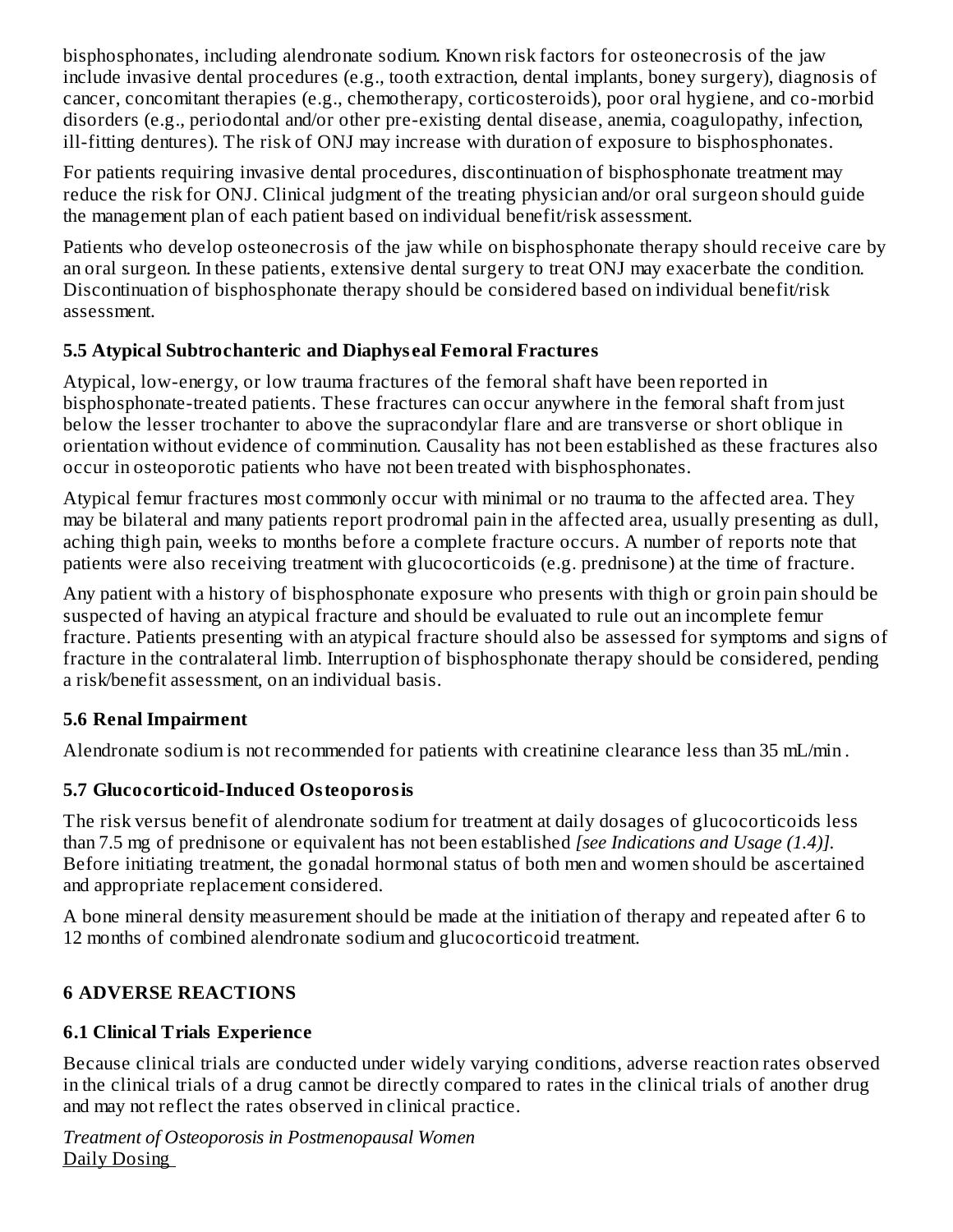bisphosphonates, including alendronate sodium. Known risk factors for osteonecrosis of the jaw include invasive dental procedures (e.g., tooth extraction, dental implants, boney surgery), diagnosis of cancer, concomitant therapies (e.g., chemotherapy, corticosteroids), poor oral hygiene, and co-morbid disorders (e.g., periodontal and/or other pre-existing dental disease, anemia, coagulopathy, infection, ill-fitting dentures). The risk of ONJ may increase with duration of exposure to bisphosphonates.

For patients requiring invasive dental procedures, discontinuation of bisphosphonate treatment may reduce the risk for ONJ. Clinical judgment of the treating physician and/or oral surgeon should guide the management plan of each patient based on individual benefit/risk assessment.

Patients who develop osteonecrosis of the jaw while on bisphosphonate therapy should receive care by an oral surgeon. In these patients, extensive dental surgery to treat ONJ may exacerbate the condition. Discontinuation of bisphosphonate therapy should be considered based on individual benefit/risk assessment.

### 5.5 Atypical Subtrochanteric and Diaphyseal Femoral Fractures

Atypical, low-energy, or low trauma fractures of the femoral shaft have been reported in bisphosphonate-treated patients. These fractures can occur anywhere in the femoral shaft from just below the lesser trochanter to above the supracondylar flare and are transverse or short oblique in orientation without evidence of comminution. Causality has not been established as these fractures also occur in osteoporotic patients who have not been treated with bisphosphonates.

Atypical femur fractures most commonly occur with minimal or no trauma to the affected area. They may be bilateral and many patients report prodromal pain in the affected area, usually presenting as dull, aching thigh pain, weeks to months before a complete fracture occurs. A number of reports note that patients were also receiving treatment with glucocorticoids (e.g. prednisone) at the time of fracture.

Any patient with a history of bisphosphonate exposure who presents with thigh or groin pain should be suspected of having an atypical fracture and should be evaluated to rule out an incomplete femur fracture. Patients presenting with an atypical fracture should also be assessed for symptoms and signs of fracture in the contralateral limb. Interruption of bisphosphonate therapy should be considered, pending a risk/benefit assessment, on an individual basis.

### 5.6 Renal Impairment

Alendronate sodium is not recommended for patients with creatinine clearance less than 35 mL/min .

### 5.7 Glucocorticoid-Induced Osteoporosis

The risk versus benefit of alendronate sodium for treatment at daily dosages of glucocorticoids less than 7.5 mg of prednisone or equivalent has not been established *[see Indications and Usage (1.4)].* Before initiating treatment, the gonadal hormonal status of both men and women should be ascertained and appropriate replacement considered.

A bone mineral density measurement should be made at the initiation of therapy and repeated after 6 to 12 months of combined alendronate sodium and glucocorticoid treatment.

## 6 ADVERSE REACTIONS

### 6.1 Clinical Trials Experience

Because clinical trials are conducted under widely varying conditions, adverse reaction rates observed in the clinical trials of a drug cannot be directly compared to rates in the clinical trials of another drug and may not reflect the rates observed in clinical practice.

*Treatment of Osteoporosis in Postmenopausal Women*

Daily Dosing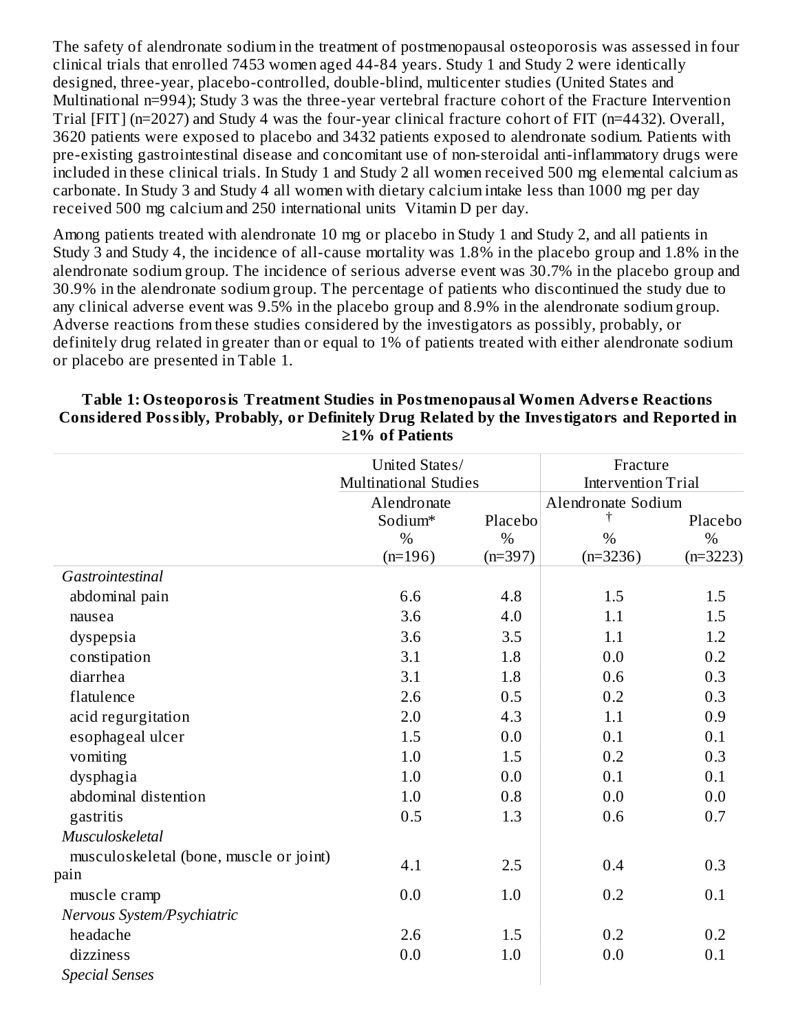The safety of alendronate sodium in the treatment of postmenopausal osteoporosis was assessed in four clinical trials that enrolled 7453 women aged 44-84 years. Study 1 and Study 2 were identically designed, three-year, placebo-controlled, double-blind, multicenter studies (United States and Multinational n=994); Study 3 was the three-year vertebral fracture cohort of the Fracture Intervention Trial [FIT] (n=2027) and Study 4 was the four-year clinical fracture cohort of FIT (n=4432). Overall, 3620 patients were exposed to placebo and 3432 patients exposed to alendronate sodium. Patients with pre-existing gastrointestinal disease and concomitant use of non-steroidal anti-inflammatory drugs were included in these clinical trials. In Study 1 and Study 2 all women received 500 mg elemental calcium as carbonate. In Study 3 and Study 4 all women with dietary calcium intake less than 1000 mg per day received 500 mg calcium and 250 international units Vitamin D per day.

Among patients treated with alendronate 10 mg or placebo in Study 1 and Study 2, and all patients in Study 3 and Study 4, the incidence of all-cause mortality was 1.8% in the placebo group and 1.8% in the alendronate sodium group. The incidence of serious adverse event was 30.7% in the placebo group and 30.9% in the alendronate sodium group. The percentage of patients who discontinued the study due to any clinical adverse event was 9.5% in the placebo group and 8.9% in the alendronate sodium group. Adverse reactions from these studies considered by the investigators as possibly, probably, or definitely drug related in greater than or equal to 1% of patients treated with either alendronate sodium or placebo are presented in Table 1.

**Table 1: Osteoporosis Treatment Studies in Postmenopausal Women Adverse Reactions Considered Possibly, Probably, or Definitely Drug Related by the Investigators and Reported in ≥1% of Patients**

| | United States/ Multinational Studies | | Fracture Intervention Trial | |
|---|---|---|---|---|
| | Alendronate Sodium* % (n=196) | Placebo % (n=397) | Alendronate Sodium † % (n=3236) | Placebo % (n=3223) |
| *Gastrointestinal* | | | | |
| abdominal pain | 6.6 | 4.8 | 1.5 | 1.5 |
| nausea | 3.6 | 4.0 | 1.1 | 1.5 |
| dyspepsia | 3.6 | 3.5 | 1.1 | 1.2 |
| constipation | 3.1 | 1.8 | 0.0 | 0.2 |
| diarrhea | 3.1 | 1.8 | 0.6 | 0.3 |
| flatulence | 2.6 | 0.5 | 0.2 | 0.3 |
| acid regurgitation | 2.0 | 4.3 | 1.1 | 0.9 |
| esophageal ulcer | 1.5 | 0.0 | 0.1 | 0.1 |
| vomiting | 1.0 | 1.5 | 0.2 | 0.3 |
| dysphagia | 1.0 | 0.0 | 0.1 | 0.1 |
| abdominal distention | 1.0 | 0.8 | 0.0 | 0.0 |
| gastritis | 0.5 | 1.3 | 0.6 | 0.7 |
| *Musculoskeletal* | | | | |
| musculoskeletal (bone, muscle or joint) pain | 4.1 | 2.5 | 0.4 | 0.3 |
| muscle cramp | 0.0 | 1.0 | 0.2 | 0.1 |
| *Nervous System/Psychiatric* | | | | |
| headache | 2.6 | 1.5 | 0.2 | 0.2 |
| dizziness | 0.0 | 1.0 | 0.0 | 0.1 |
| *Special Senses* | | | | |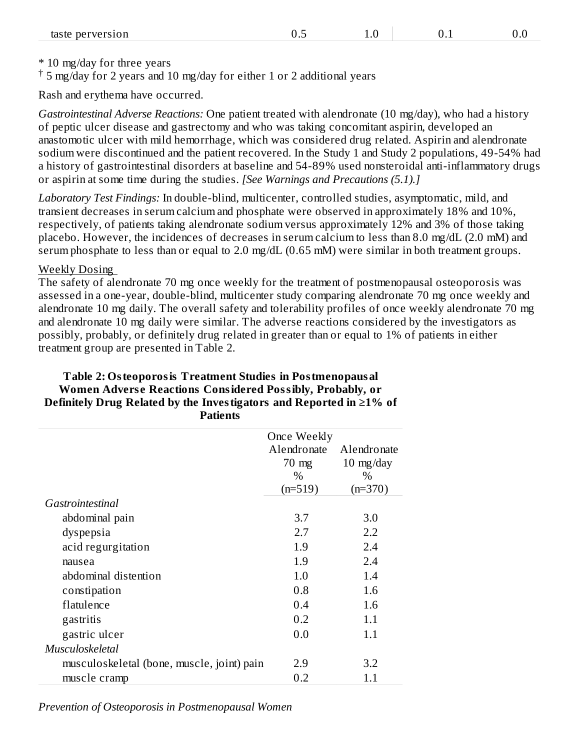| taste perversion | 0.5 | 1.0 | 0.1 | 0.0 |
|---|---|---|---|---|

\* 10 mg/day for three years

† 5 mg/day for 2 years and 10 mg/day for either 1 or 2 additional years

Rash and erythema have occurred.

*Gastrointestinal Adverse Reactions:* One patient treated with alendronate (10 mg/day), who had a history of peptic ulcer disease and gastrectomy and who was taking concomitant aspirin, developed an anastomotic ulcer with mild hemorrhage, which was considered drug related. Aspirin and alendronate sodium were discontinued and the patient recovered. In the Study 1 and Study 2 populations, 49-54% had a history of gastrointestinal disorders at baseline and 54-89% used nonsteroidal anti-inflammatory drugs or aspirin at some time during the studies. *[See Warnings and Precautions (5.1).]*

*Laboratory Test Findings:* In double-blind, multicenter, controlled studies, asymptomatic, mild, and transient decreases in serum calcium and phosphate were observed in approximately 18% and 10%, respectively, of patients taking alendronate sodium versus approximately 12% and 3% of those taking placebo. However, the incidences of decreases in serum calcium to less than 8.0 mg/dL (2.0 mM) and serum phosphate to less than or equal to 2.0 mg/dL (0.65 mM) were similar in both treatment groups.

Weekly Dosing

The safety of alendronate 70 mg once weekly for the treatment of postmenopausal osteoporosis was assessed in a one-year, double-blind, multicenter study comparing alendronate 70 mg once weekly and alendronate 10 mg daily. The overall safety and tolerability profiles of once weekly alendronate 70 mg and alendronate 10 mg daily were similar. The adverse reactions considered by the investigators as possibly, probably, or definitely drug related in greater than or equal to 1% of patients in either treatment group are presented in Table 2.

**Table 2: Osteoporosis Treatment Studies in Postmenopausal Women Adverse Reactions Considered Possibly, Probably, or Definitely Drug Related by the Investigators and Reported in ≥1% of Patients**

| | Once Weekly Alendronate 70 mg % (n=519) | Alendronate 10 mg/day % (n=370) |
|---|---|---|
| *Gastrointestinal* | | |
| abdominal pain | 3.7 | 3.0 |
| dyspepsia | 2.7 | 2.2 |
| acid regurgitation | 1.9 | 2.4 |
| nausea | 1.9 | 2.4 |
| abdominal distention | 1.0 | 1.4 |
| constipation | 0.8 | 1.6 |
| flatulence | 0.4 | 1.6 |
| gastritis | 0.2 | 1.1 |
| gastric ulcer | 0.0 | 1.1 |
| *Musculoskeletal* | | |
| musculoskeletal (bone, muscle, joint) pain | 2.9 | 3.2 |
| muscle cramp | 0.2 | 1.1 |

*Prevention of Osteoporosis in Postmenopausal Women*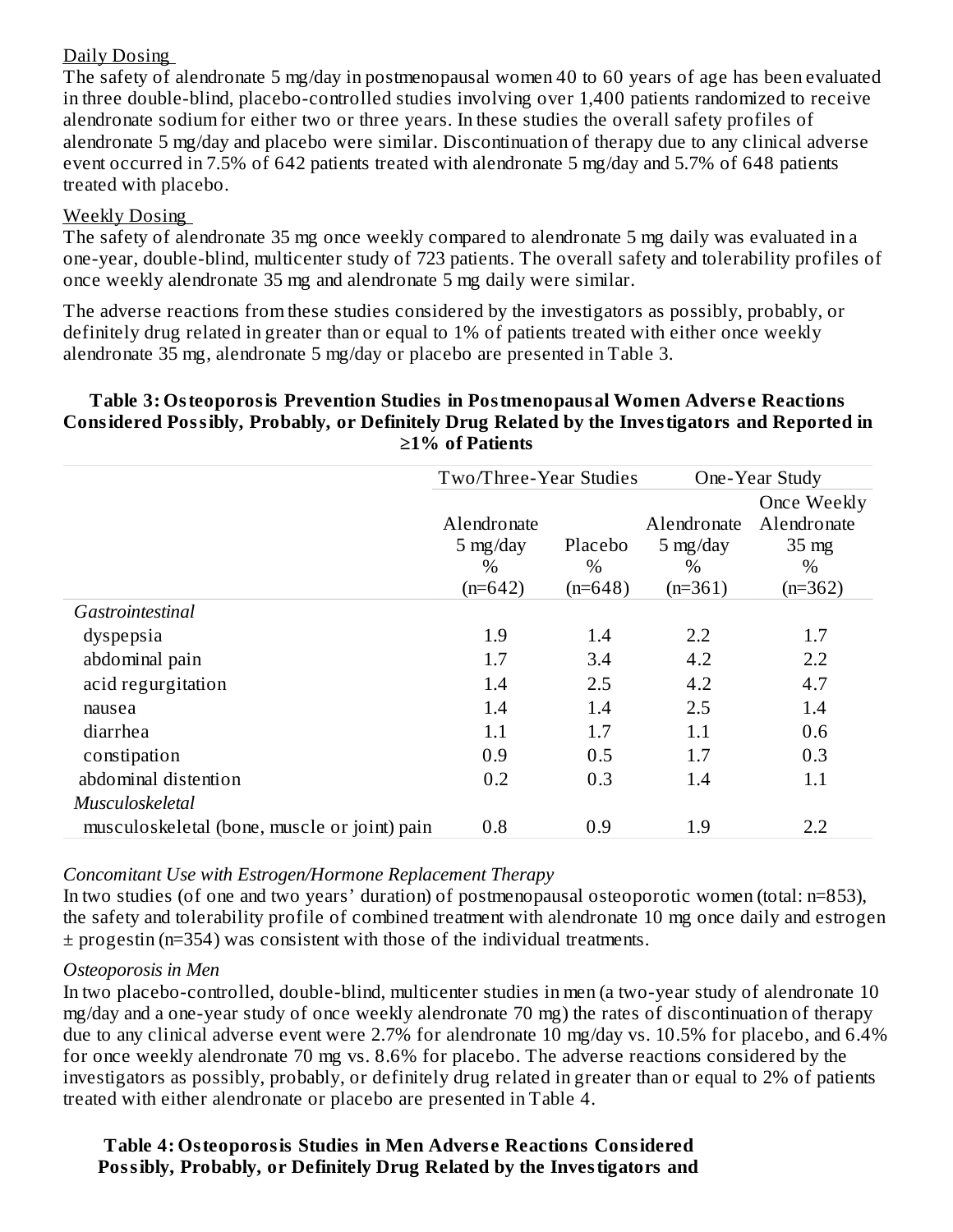Daily Dosing

The safety of alendronate 5 mg/day in postmenopausal women 40 to 60 years of age has been evaluated in three double-blind, placebo-controlled studies involving over 1,400 patients randomized to receive alendronate sodium for either two or three years. In these studies the overall safety profiles of alendronate 5 mg/day and placebo were similar. Discontinuation of therapy due to any clinical adverse event occurred in 7.5% of 642 patients treated with alendronate 5 mg/day and 5.7% of 648 patients treated with placebo.

Weekly Dosing

The safety of alendronate 35 mg once weekly compared to alendronate 5 mg daily was evaluated in a one-year, double-blind, multicenter study of 723 patients. The overall safety and tolerability profiles of once weekly alendronate 35 mg and alendronate 5 mg daily were similar.

The adverse reactions from these studies considered by the investigators as possibly, probably, or definitely drug related in greater than or equal to 1% of patients treated with either once weekly alendronate 35 mg, alendronate 5 mg/day or placebo are presented in Table 3.

**Table 3: Osteoporosis Prevention Studies in Postmenopausal Women Adverse Reactions Considered Possibly, Probably, or Definitely Drug Related by the Investigators and Reported in ≥1% of Patients**

| | Two/Three-Year Studies | | One-Year Study | |
|---|---|---|---|---|
| | Alendronate 5 mg/day % (n=642) | Placebo % (n=648) | Alendronate 5 mg/day % (n=361) | Once Weekly Alendronate 35 mg % (n=362) |
| *Gastrointestinal* | | | | |
| dyspepsia | 1.9 | 1.4 | 2.2 | 1.7 |
| abdominal pain | 1.7 | 3.4 | 4.2 | 2.2 |
| acid regurgitation | 1.4 | 2.5 | 4.2 | 4.7 |
| nausea | 1.4 | 1.4 | 2.5 | 1.4 |
| diarrhea | 1.1 | 1.7 | 1.1 | 0.6 |
| constipation | 0.9 | 0.5 | 1.7 | 0.3 |
| abdominal distention | 0.2 | 0.3 | 1.4 | 1.1 |
| *Musculoskeletal* | | | | |
| musculoskeletal (bone, muscle or joint) pain | 0.8 | 0.9 | 1.9 | 2.2 |

*Concomitant Use with Estrogen/Hormone Replacement Therapy*

In two studies (of one and two years' duration) of postmenopausal osteoporotic women (total: n=853), the safety and tolerability profile of combined treatment with alendronate 10 mg once daily and estrogen ± progestin (n=354) was consistent with those of the individual treatments.

*Osteoporosis in Men*

In two placebo-controlled, double-blind, multicenter studies in men (a two-year study of alendronate 10 mg/day and a one-year study of once weekly alendronate 70 mg) the rates of discontinuation of therapy due to any clinical adverse event were 2.7% for alendronate 10 mg/day vs. 10.5% for placebo, and 6.4% for once weekly alendronate 70 mg vs. 8.6% for placebo. The adverse reactions considered by the investigators as possibly, probably, or definitely drug related in greater than or equal to 2% of patients treated with either alendronate or placebo are presented in Table 4.

**Table 4: Osteoporosis Studies in Men Adverse Reactions Considered Possibly, Probably, or Definitely Drug Related by the Investigators and**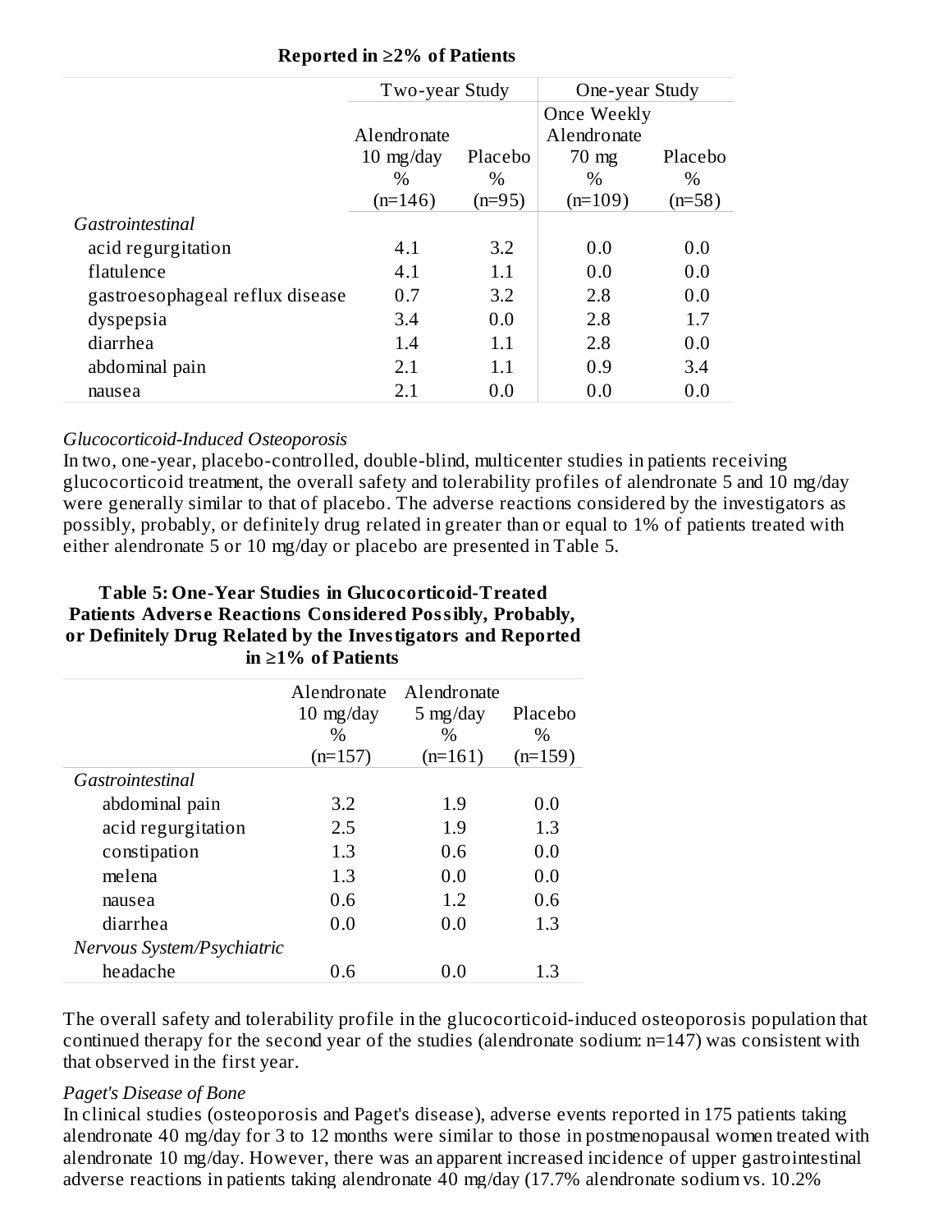**Reported in ≥2% of Patients**

| | Two-year Study | | One-year Study | |
|---|---|---|---|---|
| | Alendronate 10 mg/day % (n=146) | Placebo % (n=95) | Once Weekly Alendronate 70 mg % (n=109) | Placebo % (n=58) |
| *Gastrointestinal* | | | | |
| acid regurgitation | 4.1 | 3.2 | 0.0 | 0.0 |
| flatulence | 4.1 | 1.1 | 0.0 | 0.0 |
| gastroesophageal reflux disease | 0.7 | 3.2 | 2.8 | 0.0 |
| dyspepsia | 3.4 | 0.0 | 2.8 | 1.7 |
| diarrhea | 1.4 | 1.1 | 2.8 | 0.0 |
| abdominal pain | 2.1 | 1.1 | 0.9 | 3.4 |
| nausea | 2.1 | 0.0 | 0.0 | 0.0 |

*Glucocorticoid-Induced Osteoporosis*

In two, one-year, placebo-controlled, double-blind, multicenter studies in patients receiving glucocorticoid treatment, the overall safety and tolerability profiles of alendronate 5 and 10 mg/day were generally similar to that of placebo. The adverse reactions considered by the investigators as possibly, probably, or definitely drug related in greater than or equal to 1% of patients treated with either alendronate 5 or 10 mg/day or placebo are presented in Table 5.

**Table 5: One-Year Studies in Glucocorticoid-Treated Patients Adverse Reactions Considered Possibly, Probably, or Definitely Drug Related by the Investigators and Reported in ≥1% of Patients**

| | Alendronate 10 mg/day % (n=157) | Alendronate 5 mg/day % (n=161) | Placebo % (n=159) |
|---|---|---|---|
| *Gastrointestinal* | | | |
| abdominal pain | 3.2 | 1.9 | 0.0 |
| acid regurgitation | 2.5 | 1.9 | 1.3 |
| constipation | 1.3 | 0.6 | 0.0 |
| melena | 1.3 | 0.0 | 0.0 |
| nausea | 0.6 | 1.2 | 0.6 |
| diarrhea | 0.0 | 0.0 | 1.3 |
| *Nervous System/Psychiatric* | | | |
| headache | 0.6 | 0.0 | 1.3 |

The overall safety and tolerability profile in the glucocorticoid-induced osteoporosis population that continued therapy for the second year of the studies (alendronate sodium: n=147) was consistent with that observed in the first year.

*Paget's Disease of Bone*

In clinical studies (osteoporosis and Paget's disease), adverse events reported in 175 patients taking alendronate 40 mg/day for 3 to 12 months were similar to those in postmenopausal women treated with alendronate 10 mg/day. However, there was an apparent increased incidence of upper gastrointestinal adverse reactions in patients taking alendronate 40 mg/day (17.7% alendronate sodium vs. 10.2%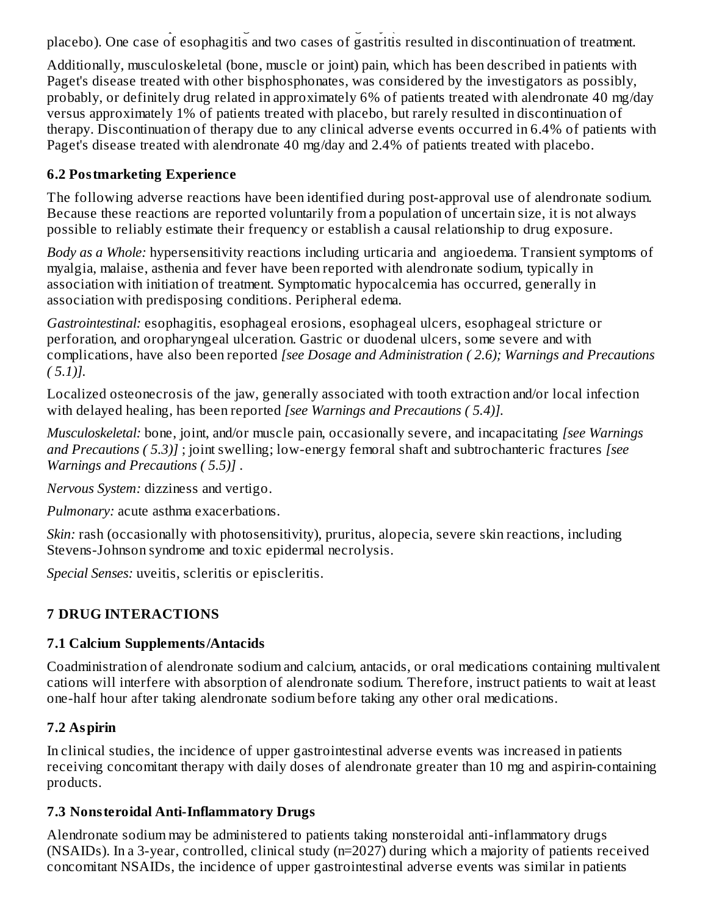placebo). One case of esophagitis and two cases of gastritis resulted in discontinuation of treatment.

Additionally, musculoskeletal (bone, muscle or joint) pain, which has been described in patients with Paget's disease treated with other bisphosphonates, was considered by the investigators as possibly, probably, or definitely drug related in approximately 6% of patients treated with alendronate 40 mg/day versus approximately 1% of patients treated with placebo, but rarely resulted in discontinuation of therapy. Discontinuation of therapy due to any clinical adverse events occurred in 6.4% of patients with Paget's disease treated with alendronate 40 mg/day and 2.4% of patients treated with placebo.

### 6.2 Postmarketing Experience

The following adverse reactions have been identified during post-approval use of alendronate sodium. Because these reactions are reported voluntarily from a population of uncertain size, it is not always possible to reliably estimate their frequency or establish a causal relationship to drug exposure.

*Body as a Whole:* hypersensitivity reactions including urticaria and angioedema. Transient symptoms of myalgia, malaise, asthenia and fever have been reported with alendronate sodium, typically in association with initiation of treatment. Symptomatic hypocalcemia has occurred, generally in association with predisposing conditions. Peripheral edema.

*Gastrointestinal:* esophagitis, esophageal erosions, esophageal ulcers, esophageal stricture or perforation, and oropharyngeal ulceration. Gastric or duodenal ulcers, some severe and with complications, have also been reported *[see Dosage and Administration ( 2.6); Warnings and Precautions ( 5.1)].*

Localized osteonecrosis of the jaw, generally associated with tooth extraction and/or local infection with delayed healing, has been reported *[see Warnings and Precautions ( 5.4)].*

*Musculoskeletal:* bone, joint, and/or muscle pain, occasionally severe, and incapacitating *[see Warnings and Precautions ( 5.3)]* ; joint swelling; low-energy femoral shaft and subtrochanteric fractures *[see Warnings and Precautions ( 5.5)]* .

*Nervous System:* dizziness and vertigo.

*Pulmonary:* acute asthma exacerbations.

*Skin:* rash (occasionally with photosensitivity), pruritus, alopecia, severe skin reactions, including Stevens-Johnson syndrome and toxic epidermal necrolysis.

*Special Senses:* uveitis, scleritis or episcleritis.

## 7 DRUG INTERACTIONS

### 7.1 Calcium Supplements/Antacids

Coadministration of alendronate sodium and calcium, antacids, or oral medications containing multivalent cations will interfere with absorption of alendronate sodium. Therefore, instruct patients to wait at least one-half hour after taking alendronate sodium before taking any other oral medications.

### 7.2 Aspirin

In clinical studies, the incidence of upper gastrointestinal adverse events was increased in patients receiving concomitant therapy with daily doses of alendronate greater than 10 mg and aspirin-containing products.

### 7.3 Nonsteroidal Anti-Inflammatory Drugs

Alendronate sodium may be administered to patients taking nonsteroidal anti-inflammatory drugs (NSAIDs). In a 3-year, controlled, clinical study (n=2027) during which a majority of patients received concomitant NSAIDs, the incidence of upper gastrointestinal adverse events was similar in patients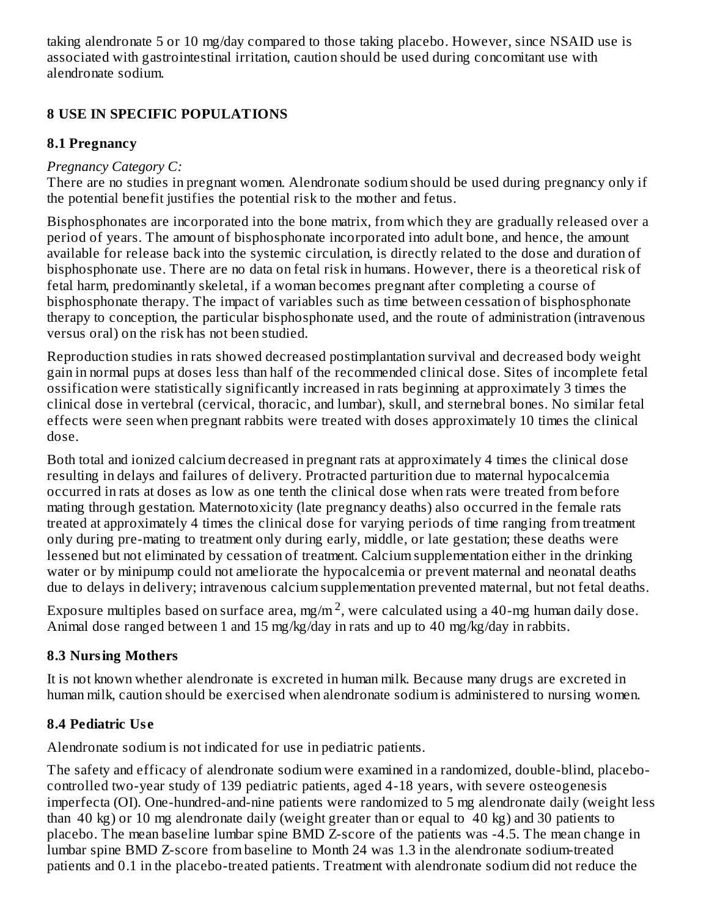taking alendronate 5 or 10 mg/day compared to those taking placebo. However, since NSAID use is associated with gastrointestinal irritation, caution should be used during concomitant use with alendronate sodium.

## 8 USE IN SPECIFIC POPULATIONS

### 8.1 Pregnancy

*Pregnancy Category C:*

There are no studies in pregnant women. Alendronate sodium should be used during pregnancy only if the potential benefit justifies the potential risk to the mother and fetus.

Bisphosphonates are incorporated into the bone matrix, from which they are gradually released over a period of years. The amount of bisphosphonate incorporated into adult bone, and hence, the amount available for release back into the systemic circulation, is directly related to the dose and duration of bisphosphonate use. There are no data on fetal risk in humans. However, there is a theoretical risk of fetal harm, predominantly skeletal, if a woman becomes pregnant after completing a course of bisphosphonate therapy. The impact of variables such as time between cessation of bisphosphonate therapy to conception, the particular bisphosphonate used, and the route of administration (intravenous versus oral) on the risk has not been studied.

Reproduction studies in rats showed decreased postimplantation survival and decreased body weight gain in normal pups at doses less than half of the recommended clinical dose. Sites of incomplete fetal ossification were statistically significantly increased in rats beginning at approximately 3 times the clinical dose in vertebral (cervical, thoracic, and lumbar), skull, and sternebral bones. No similar fetal effects were seen when pregnant rabbits were treated with doses approximately 10 times the clinical dose.

Both total and ionized calcium decreased in pregnant rats at approximately 4 times the clinical dose resulting in delays and failures of delivery. Protracted parturition due to maternal hypocalcemia occurred in rats at doses as low as one tenth the clinical dose when rats were treated from before mating through gestation. Maternotoxicity (late pregnancy deaths) also occurred in the female rats treated at approximately 4 times the clinical dose for varying periods of time ranging from treatment only during pre-mating to treatment only during early, middle, or late gestation; these deaths were lessened but not eliminated by cessation of treatment. Calcium supplementation either in the drinking water or by minipump could not ameliorate the hypocalcemia or prevent maternal and neonatal deaths due to delays in delivery; intravenous calcium supplementation prevented maternal, but not fetal deaths.

Exposure multiples based on surface area, $mg/m^2$, were calculated using a 40-mg human daily dose. Animal dose ranged between 1 and 15 mg/kg/day in rats and up to 40 mg/kg/day in rabbits.

### 8.3 Nursing Mothers

It is not known whether alendronate is excreted in human milk. Because many drugs are excreted in human milk, caution should be exercised when alendronate sodium is administered to nursing women.

### 8.4 Pediatric Use

Alendronate sodium is not indicated for use in pediatric patients.

The safety and efficacy of alendronate sodium were examined in a randomized, double-blind, placebo-controlled two-year study of 139 pediatric patients, aged 4-18 years, with severe osteogenesis imperfecta (OI). One-hundred-and-nine patients were randomized to 5 mg alendronate daily (weight less than 40 kg) or 10 mg alendronate daily (weight greater than or equal to 40 kg) and 30 patients to placebo. The mean baseline lumbar spine BMD Z-score of the patients was -4.5. The mean change in lumbar spine BMD Z-score from baseline to Month 24 was 1.3 in the alendronate sodium-treated patients and 0.1 in the placebo-treated patients. Treatment with alendronate sodium did not reduce the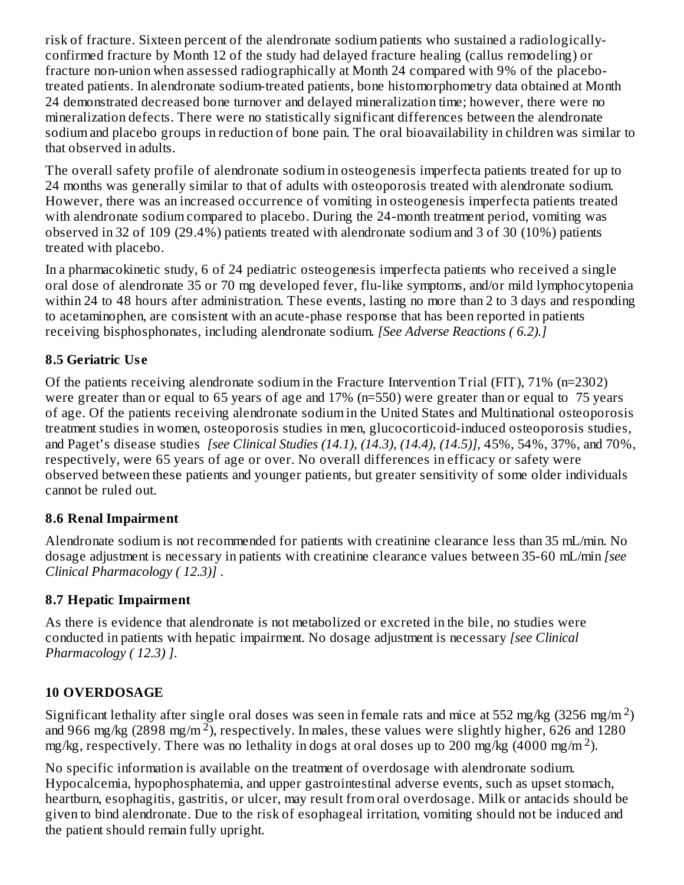risk of fracture. Sixteen percent of the alendronate sodium patients who sustained a radiologically-confirmed fracture by Month 12 of the study had delayed fracture healing (callus remodeling) or fracture non-union when assessed radiographically at Month 24 compared with 9% of the placebo-treated patients. In alendronate sodium-treated patients, bone histomorphometry data obtained at Month 24 demonstrated decreased bone turnover and delayed mineralization time; however, there were no mineralization defects. There were no statistically significant differences between the alendronate sodium and placebo groups in reduction of bone pain. The oral bioavailability in children was similar to that observed in adults.

The overall safety profile of alendronate sodium in osteogenesis imperfecta patients treated for up to 24 months was generally similar to that of adults with osteoporosis treated with alendronate sodium. However, there was an increased occurrence of vomiting in osteogenesis imperfecta patients treated with alendronate sodium compared to placebo. During the 24-month treatment period, vomiting was observed in 32 of 109 (29.4%) patients treated with alendronate sodium and 3 of 30 (10%) patients treated with placebo.

In a pharmacokinetic study, 6 of 24 pediatric osteogenesis imperfecta patients who received a single oral dose of alendronate 35 or 70 mg developed fever, flu-like symptoms, and/or mild lymphocytopenia within 24 to 48 hours after administration. These events, lasting no more than 2 to 3 days and responding to acetaminophen, are consistent with an acute-phase response that has been reported in patients receiving bisphosphonates, including alendronate sodium. *[See Adverse Reactions ( 6.2).]*

### 8.5 Geriatric Use

Of the patients receiving alendronate sodium in the Fracture Intervention Trial (FIT), 71% (n=2302) were greater than or equal to 65 years of age and 17% (n=550) were greater than or equal to 75 years of age. Of the patients receiving alendronate sodium in the United States and Multinational osteoporosis treatment studies in women, osteoporosis studies in men, glucocorticoid-induced osteoporosis studies, and Paget's disease studies *[see Clinical Studies (14.1), (14.3), (14.4), (14.5)]*, 45%, 54%, 37%, and 70%, respectively, were 65 years of age or over. No overall differences in efficacy or safety were observed between these patients and younger patients, but greater sensitivity of some older individuals cannot be ruled out.

### 8.6 Renal Impairment

Alendronate sodium is not recommended for patients with creatinine clearance less than 35 mL/min. No dosage adjustment is necessary in patients with creatinine clearance values between 35-60 mL/min *[see Clinical Pharmacology ( 12.3)]* .

### 8.7 Hepatic Impairment

As there is evidence that alendronate is not metabolized or excreted in the bile, no studies were conducted in patients with hepatic impairment. No dosage adjustment is necessary *[see Clinical Pharmacology ( 12.3) ]*.

## 10 OVERDOSAGE

Significant lethality after single oral doses was seen in female rats and mice at 552 mg/kg (3256 mg/m$^2$) and 966 mg/kg (2898 mg/m$^2$), respectively. In males, these values were slightly higher, 626 and 1280 mg/kg, respectively. There was no lethality in dogs at oral doses up to 200 mg/kg (4000 mg/m$^2$).

No specific information is available on the treatment of overdosage with alendronate sodium. Hypocalcemia, hypophosphatemia, and upper gastrointestinal adverse events, such as upset stomach, heartburn, esophagitis, gastritis, or ulcer, may result from oral overdosage. Milk or antacids should be given to bind alendronate. Due to the risk of esophageal irritation, vomiting should not be induced and the patient should remain fully upright.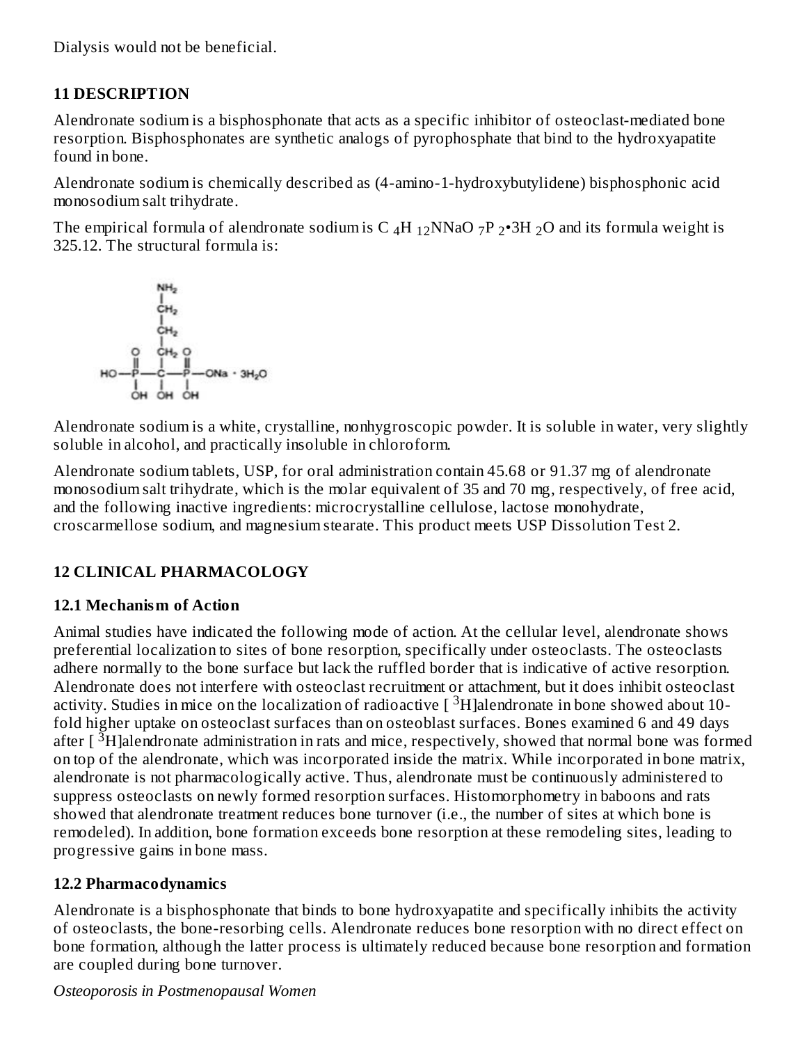Dialysis would not be beneficial.

## 11 DESCRIPTION

Alendronate sodium is a bisphosphonate that acts as a specific inhibitor of osteoclast-mediated bone resorption. Bisphosphonates are synthetic analogs of pyrophosphate that bind to the hydroxyapatite found in bone.

Alendronate sodium is chemically described as (4-amino-1-hydroxybutylidene) bisphosphonic acid monosodium salt trihydrate.

The empirical formula of alendronate sodium is $C_4H_{12}NNaO_7P_2 \cdot 3H_2O$ and its formula weight is 325.12. The structural formula is:

Alendronate sodium is a white, crystalline, nonhygroscopic powder. It is soluble in water, very slightly soluble in alcohol, and practically insoluble in chloroform.

Alendronate sodium tablets, USP, for oral administration contain 45.68 or 91.37 mg of alendronate monosodium salt trihydrate, which is the molar equivalent of 35 and 70 mg, respectively, of free acid, and the following inactive ingredients: microcrystalline cellulose, lactose monohydrate, croscarmellose sodium, and magnesium stearate. This product meets USP Dissolution Test 2.

## 12 CLINICAL PHARMACOLOGY

### 12.1 Mechanism of Action

Animal studies have indicated the following mode of action. At the cellular level, alendronate shows preferential localization to sites of bone resorption, specifically under osteoclasts. The osteoclasts adhere normally to the bone surface but lack the ruffled border that is indicative of active resorption. Alendronate does not interfere with osteoclast recruitment or attachment, but it does inhibit osteoclast activity. Studies in mice on the localization of radioactive [ $^3$H]alendronate in bone showed about 10-fold higher uptake on osteoclast surfaces than on osteoblast surfaces. Bones examined 6 and 49 days after [ $^3$H]alendronate administration in rats and mice, respectively, showed that normal bone was formed on top of the alendronate, which was incorporated inside the matrix. While incorporated in bone matrix, alendronate is not pharmacologically active. Thus, alendronate must be continuously administered to suppress osteoclasts on newly formed resorption surfaces. Histomorphometry in baboons and rats showed that alendronate treatment reduces bone turnover (i.e., the number of sites at which bone is remodeled). In addition, bone formation exceeds bone resorption at these remodeling sites, leading to progressive gains in bone mass.

### 12.2 Pharmacodynamics

Alendronate is a bisphosphonate that binds to bone hydroxyapatite and specifically inhibits the activity of osteoclasts, the bone-resorbing cells. Alendronate reduces bone resorption with no direct effect on bone formation, although the latter process is ultimately reduced because bone resorption and formation are coupled during bone turnover.

*Osteoporosis in Postmenopausal Women*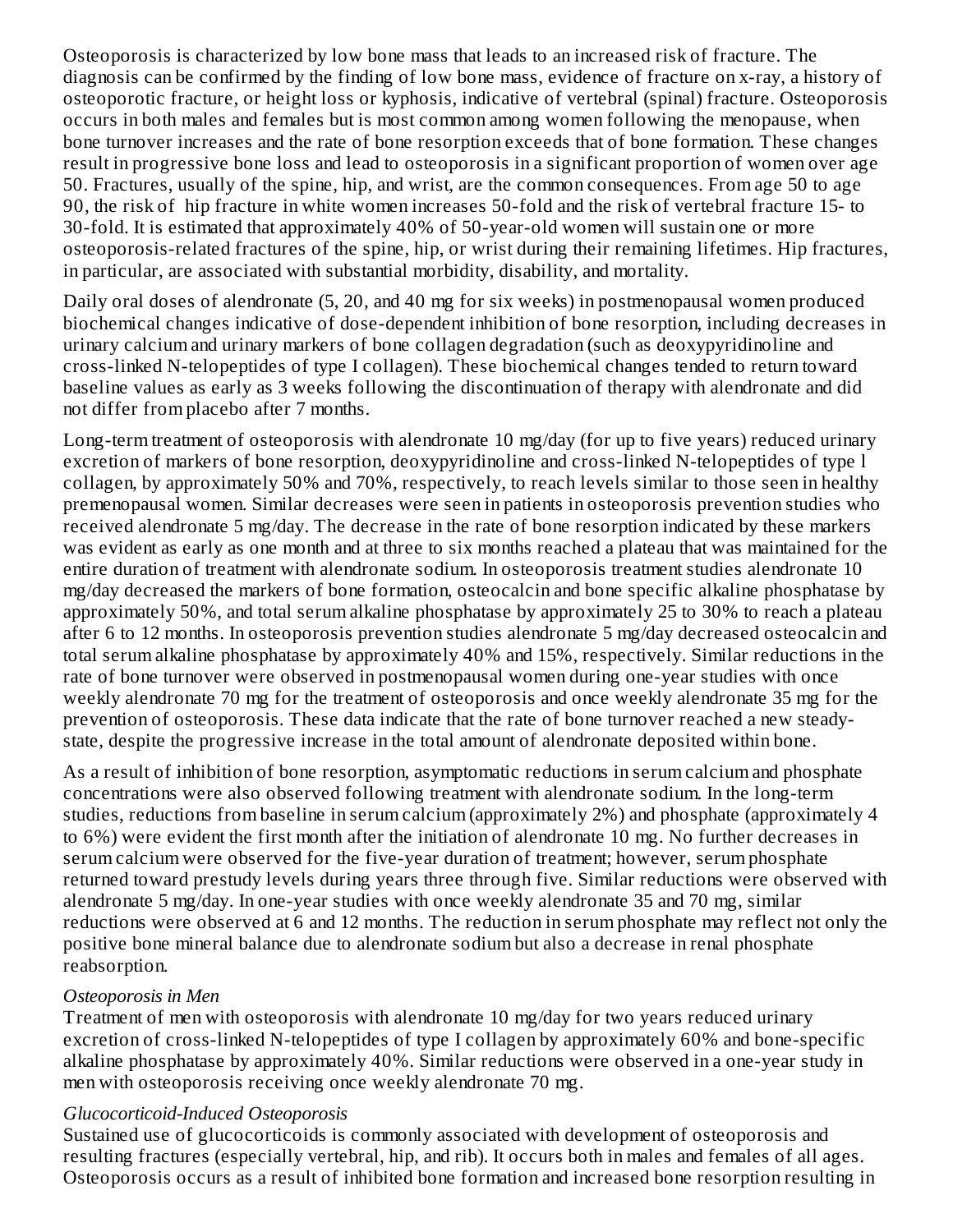Osteoporosis is characterized by low bone mass that leads to an increased risk of fracture. The diagnosis can be confirmed by the finding of low bone mass, evidence of fracture on x-ray, a history of osteoporotic fracture, or height loss or kyphosis, indicative of vertebral (spinal) fracture. Osteoporosis occurs in both males and females but is most common among women following the menopause, when bone turnover increases and the rate of bone resorption exceeds that of bone formation. These changes result in progressive bone loss and lead to osteoporosis in a significant proportion of women over age 50. Fractures, usually of the spine, hip, and wrist, are the common consequences. From age 50 to age 90, the risk of hip fracture in white women increases 50-fold and the risk of vertebral fracture 15- to 30-fold. It is estimated that approximately 40% of 50-year-old women will sustain one or more osteoporosis-related fractures of the spine, hip, or wrist during their remaining lifetimes. Hip fractures, in particular, are associated with substantial morbidity, disability, and mortality.

Daily oral doses of alendronate (5, 20, and 40 mg for six weeks) in postmenopausal women produced biochemical changes indicative of dose-dependent inhibition of bone resorption, including decreases in urinary calcium and urinary markers of bone collagen degradation (such as deoxypyridinoline and cross-linked N-telopeptides of type I collagen). These biochemical changes tended to return toward baseline values as early as 3 weeks following the discontinuation of therapy with alendronate and did not differ from placebo after 7 months.

Long-term treatment of osteoporosis with alendronate 10 mg/day (for up to five years) reduced urinary excretion of markers of bone resorption, deoxypyridinoline and cross-linked N-telopeptides of type l collagen, by approximately 50% and 70%, respectively, to reach levels similar to those seen in healthy premenopausal women. Similar decreases were seen in patients in osteoporosis prevention studies who received alendronate 5 mg/day. The decrease in the rate of bone resorption indicated by these markers was evident as early as one month and at three to six months reached a plateau that was maintained for the entire duration of treatment with alendronate sodium. In osteoporosis treatment studies alendronate 10 mg/day decreased the markers of bone formation, osteocalcin and bone specific alkaline phosphatase by approximately 50%, and total serum alkaline phosphatase by approximately 25 to 30% to reach a plateau after 6 to 12 months. In osteoporosis prevention studies alendronate 5 mg/day decreased osteocalcin and total serum alkaline phosphatase by approximately 40% and 15%, respectively. Similar reductions in the rate of bone turnover were observed in postmenopausal women during one-year studies with once weekly alendronate 70 mg for the treatment of osteoporosis and once weekly alendronate 35 mg for the prevention of osteoporosis. These data indicate that the rate of bone turnover reached a new steady-state, despite the progressive increase in the total amount of alendronate deposited within bone.

As a result of inhibition of bone resorption, asymptomatic reductions in serum calcium and phosphate concentrations were also observed following treatment with alendronate sodium. In the long-term studies, reductions from baseline in serum calcium (approximately 2%) and phosphate (approximately 4 to 6%) were evident the first month after the initiation of alendronate 10 mg. No further decreases in serum calcium were observed for the five-year duration of treatment; however, serum phosphate returned toward prestudy levels during years three through five. Similar reductions were observed with alendronate 5 mg/day. In one-year studies with once weekly alendronate 35 and 70 mg, similar reductions were observed at 6 and 12 months. The reduction in serum phosphate may reflect not only the positive bone mineral balance due to alendronate sodium but also a decrease in renal phosphate reabsorption.

*Osteoporosis in Men*

Treatment of men with osteoporosis with alendronate 10 mg/day for two years reduced urinary excretion of cross-linked N-telopeptides of type I collagen by approximately 60% and bone-specific alkaline phosphatase by approximately 40%. Similar reductions were observed in a one-year study in men with osteoporosis receiving once weekly alendronate 70 mg.

*Glucocorticoid-Induced Osteoporosis*

Sustained use of glucocorticoids is commonly associated with development of osteoporosis and resulting fractures (especially vertebral, hip, and rib). It occurs both in males and females of all ages. Osteoporosis occurs as a result of inhibited bone formation and increased bone resorption resulting in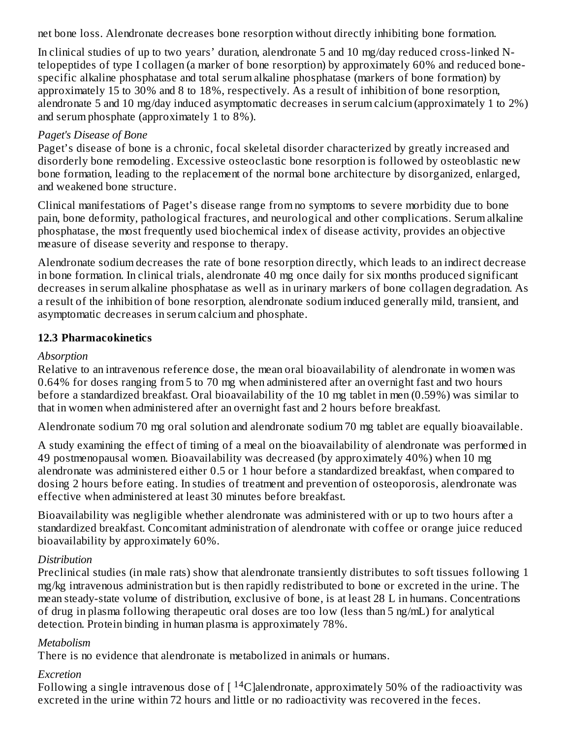net bone loss. Alendronate decreases bone resorption without directly inhibiting bone formation.

In clinical studies of up to two years' duration, alendronate 5 and 10 mg/day reduced cross-linked N-telopeptides of type I collagen (a marker of bone resorption) by approximately 60% and reduced bone-specific alkaline phosphatase and total serum alkaline phosphatase (markers of bone formation) by approximately 15 to 30% and 8 to 18%, respectively. As a result of inhibition of bone resorption, alendronate 5 and 10 mg/day induced asymptomatic decreases in serum calcium (approximately 1 to 2%) and serum phosphate (approximately 1 to 8%).

*Paget's Disease of Bone*

Paget's disease of bone is a chronic, focal skeletal disorder characterized by greatly increased and disorderly bone remodeling. Excessive osteoclastic bone resorption is followed by osteoblastic new bone formation, leading to the replacement of the normal bone architecture by disorganized, enlarged, and weakened bone structure.

Clinical manifestations of Paget's disease range from no symptoms to severe morbidity due to bone pain, bone deformity, pathological fractures, and neurological and other complications. Serum alkaline phosphatase, the most frequently used biochemical index of disease activity, provides an objective measure of disease severity and response to therapy.

Alendronate sodium decreases the rate of bone resorption directly, which leads to an indirect decrease in bone formation. In clinical trials, alendronate 40 mg once daily for six months produced significant decreases in serum alkaline phosphatase as well as in urinary markers of bone collagen degradation. As a result of the inhibition of bone resorption, alendronate sodium induced generally mild, transient, and asymptomatic decreases in serum calcium and phosphate.

### 12.3 Pharmacokinetics

*Absorption*

Relative to an intravenous reference dose, the mean oral bioavailability of alendronate in women was 0.64% for doses ranging from 5 to 70 mg when administered after an overnight fast and two hours before a standardized breakfast. Oral bioavailability of the 10 mg tablet in men (0.59%) was similar to that in women when administered after an overnight fast and 2 hours before breakfast.

Alendronate sodium 70 mg oral solution and alendronate sodium 70 mg tablet are equally bioavailable.

A study examining the effect of timing of a meal on the bioavailability of alendronate was performed in 49 postmenopausal women. Bioavailability was decreased (by approximately 40%) when 10 mg alendronate was administered either 0.5 or 1 hour before a standardized breakfast, when compared to dosing 2 hours before eating. In studies of treatment and prevention of osteoporosis, alendronate was effective when administered at least 30 minutes before breakfast.

Bioavailability was negligible whether alendronate was administered with or up to two hours after a standardized breakfast. Concomitant administration of alendronate with coffee or orange juice reduced bioavailability by approximately 60%.

*Distribution*

Preclinical studies (in male rats) show that alendronate transiently distributes to soft tissues following 1 mg/kg intravenous administration but is then rapidly redistributed to bone or excreted in the urine. The mean steady-state volume of distribution, exclusive of bone, is at least 28 L in humans. Concentrations of drug in plasma following therapeutic oral doses are too low (less than 5 ng/mL) for analytical detection. Protein binding in human plasma is approximately 78%.

*Metabolism*

There is no evidence that alendronate is metabolized in animals or humans.

*Excretion*

Following a single intravenous dose of [ $^{14}C$]alendronate, approximately 50% of the radioactivity was excreted in the urine within 72 hours and little or no radioactivity was recovered in the feces.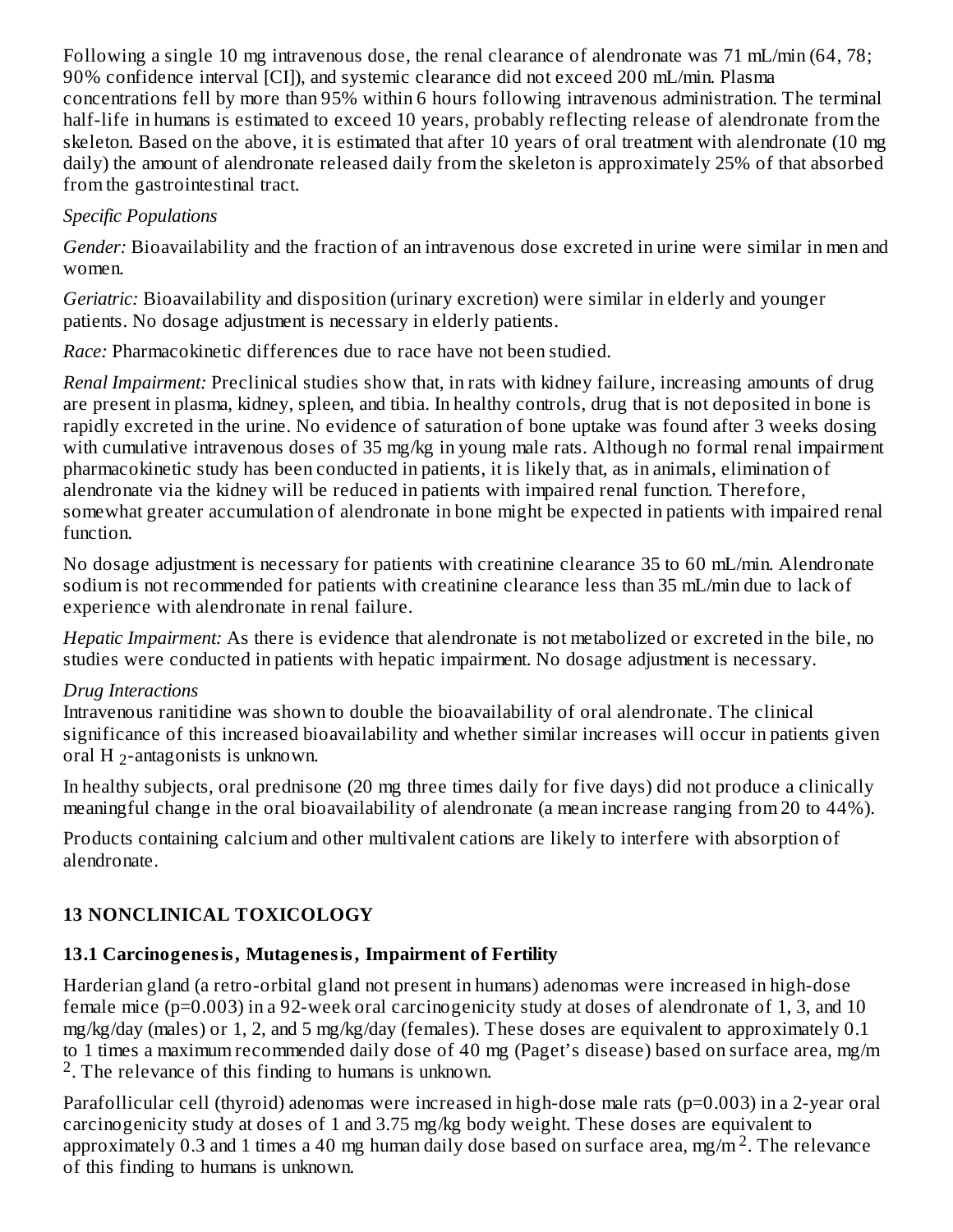Following a single 10 mg intravenous dose, the renal clearance of alendronate was 71 mL/min (64, 78; 90% confidence interval [CI]), and systemic clearance did not exceed 200 mL/min. Plasma concentrations fell by more than 95% within 6 hours following intravenous administration. The terminal half-life in humans is estimated to exceed 10 years, probably reflecting release of alendronate from the skeleton. Based on the above, it is estimated that after 10 years of oral treatment with alendronate (10 mg daily) the amount of alendronate released daily from the skeleton is approximately 25% of that absorbed from the gastrointestinal tract.

*Specific Populations*

*Gender:* Bioavailability and the fraction of an intravenous dose excreted in urine were similar in men and women.

*Geriatric:* Bioavailability and disposition (urinary excretion) were similar in elderly and younger patients. No dosage adjustment is necessary in elderly patients.

*Race:* Pharmacokinetic differences due to race have not been studied.

*Renal Impairment:* Preclinical studies show that, in rats with kidney failure, increasing amounts of drug are present in plasma, kidney, spleen, and tibia. In healthy controls, drug that is not deposited in bone is rapidly excreted in the urine. No evidence of saturation of bone uptake was found after 3 weeks dosing with cumulative intravenous doses of 35 mg/kg in young male rats. Although no formal renal impairment pharmacokinetic study has been conducted in patients, it is likely that, as in animals, elimination of alendronate via the kidney will be reduced in patients with impaired renal function. Therefore, somewhat greater accumulation of alendronate in bone might be expected in patients with impaired renal function.

No dosage adjustment is necessary for patients with creatinine clearance 35 to 60 mL/min. Alendronate sodium is not recommended for patients with creatinine clearance less than 35 mL/min due to lack of experience with alendronate in renal failure.

*Hepatic Impairment:* As there is evidence that alendronate is not metabolized or excreted in the bile, no studies were conducted in patients with hepatic impairment. No dosage adjustment is necessary.

*Drug Interactions*

Intravenous ranitidine was shown to double the bioavailability of oral alendronate. The clinical significance of this increased bioavailability and whether similar increases will occur in patients given oral $H_2$-antagonists is unknown.

In healthy subjects, oral prednisone (20 mg three times daily for five days) did not produce a clinically meaningful change in the oral bioavailability of alendronate (a mean increase ranging from 20 to 44%).

Products containing calcium and other multivalent cations are likely to interfere with absorption of alendronate.

## 13 NONCLINICAL TOXICOLOGY

### 13.1 Carcinogenesis, Mutagenesis, Impairment of Fertility

Harderian gland (a retro-orbital gland not present in humans) adenomas were increased in high-dose female mice (p=0.003) in a 92-week oral carcinogenicity study at doses of alendronate of 1, 3, and 10 mg/kg/day (males) or 1, 2, and 5 mg/kg/day (females). These doses are equivalent to approximately 0.1 to 1 times a maximum recommended daily dose of 40 mg (Paget's disease) based on surface area, $mg/m^2$. The relevance of this finding to humans is unknown.

Parafollicular cell (thyroid) adenomas were increased in high-dose male rats (p=0.003) in a 2-year oral carcinogenicity study at doses of 1 and 3.75 mg/kg body weight. These doses are equivalent to approximately 0.3 and 1 times a 40 mg human daily dose based on surface area, $mg/m^2$. The relevance of this finding to humans is unknown.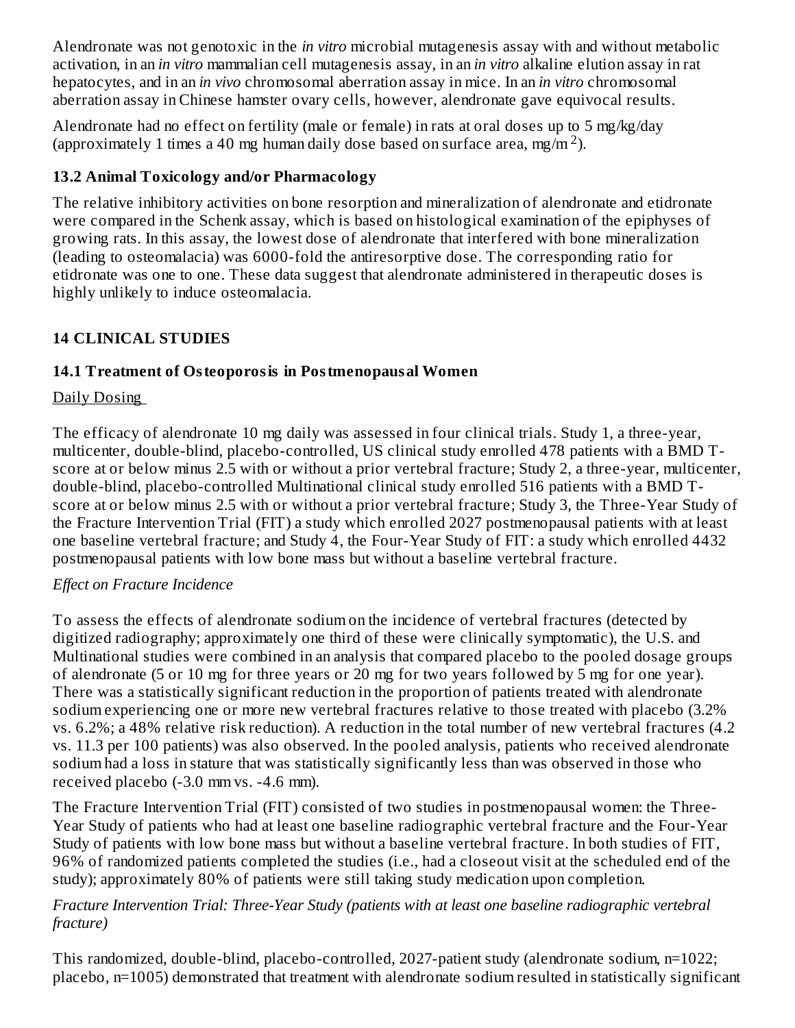Alendronate was not genotoxic in the *in vitro* microbial mutagenesis assay with and without metabolic activation, in an *in vitro* mammalian cell mutagenesis assay, in an *in vitro* alkaline elution assay in rat hepatocytes, and in an *in vivo* chromosomal aberration assay in mice. In an *in vitro* chromosomal aberration assay in Chinese hamster ovary cells, however, alendronate gave equivocal results.

Alendronate had no effect on fertility (male or female) in rats at oral doses up to 5 mg/kg/day (approximately 1 times a 40 mg human daily dose based on surface area, $mg/m^2$).

### 13.2 Animal Toxicology and/or Pharmacology

The relative inhibitory activities on bone resorption and mineralization of alendronate and etidronate were compared in the Schenk assay, which is based on histological examination of the epiphyses of growing rats. In this assay, the lowest dose of alendronate that interfered with bone mineralization (leading to osteomalacia) was 6000-fold the antiresorptive dose. The corresponding ratio for etidronate was one to one. These data suggest that alendronate administered in therapeutic doses is highly unlikely to induce osteomalacia.

## 14 CLINICAL STUDIES

### 14.1 Treatment of Osteoporosis in Postmenopausal Women

Daily Dosing

The efficacy of alendronate 10 mg daily was assessed in four clinical trials. Study 1, a three-year, multicenter, double-blind, placebo-controlled, US clinical study enrolled 478 patients with a BMD T-score at or below minus 2.5 with or without a prior vertebral fracture; Study 2, a three-year, multicenter, double-blind, placebo-controlled Multinational clinical study enrolled 516 patients with a BMD T-score at or below minus 2.5 with or without a prior vertebral fracture; Study 3, the Three-Year Study of the Fracture Intervention Trial (FIT) a study which enrolled 2027 postmenopausal patients with at least one baseline vertebral fracture; and Study 4, the Four-Year Study of FIT: a study which enrolled 4432 postmenopausal patients with low bone mass but without a baseline vertebral fracture.

*Effect on Fracture Incidence*

To assess the effects of alendronate sodium on the incidence of vertebral fractures (detected by digitized radiography; approximately one third of these were clinically symptomatic), the U.S. and Multinational studies were combined in an analysis that compared placebo to the pooled dosage groups of alendronate (5 or 10 mg for three years or 20 mg for two years followed by 5 mg for one year). There was a statistically significant reduction in the proportion of patients treated with alendronate sodium experiencing one or more new vertebral fractures relative to those treated with placebo (3.2% vs. 6.2%; a 48% relative risk reduction). A reduction in the total number of new vertebral fractures (4.2 vs. 11.3 per 100 patients) was also observed. In the pooled analysis, patients who received alendronate sodium had a loss in stature that was statistically significantly less than was observed in those who received placebo (-3.0 mm vs. -4.6 mm).

The Fracture Intervention Trial (FIT) consisted of two studies in postmenopausal women: the Three-Year Study of patients who had at least one baseline radiographic vertebral fracture and the Four-Year Study of patients with low bone mass but without a baseline vertebral fracture. In both studies of FIT, 96% of randomized patients completed the studies (i.e., had a closeout visit at the scheduled end of the study); approximately 80% of patients were still taking study medication upon completion.

*Fracture Intervention Trial: Three-Year Study (patients with at least one baseline radiographic vertebral fracture)*

This randomized, double-blind, placebo-controlled, 2027-patient study (alendronate sodium, n=1022; placebo, n=1005) demonstrated that treatment with alendronate sodium resulted in statistically significant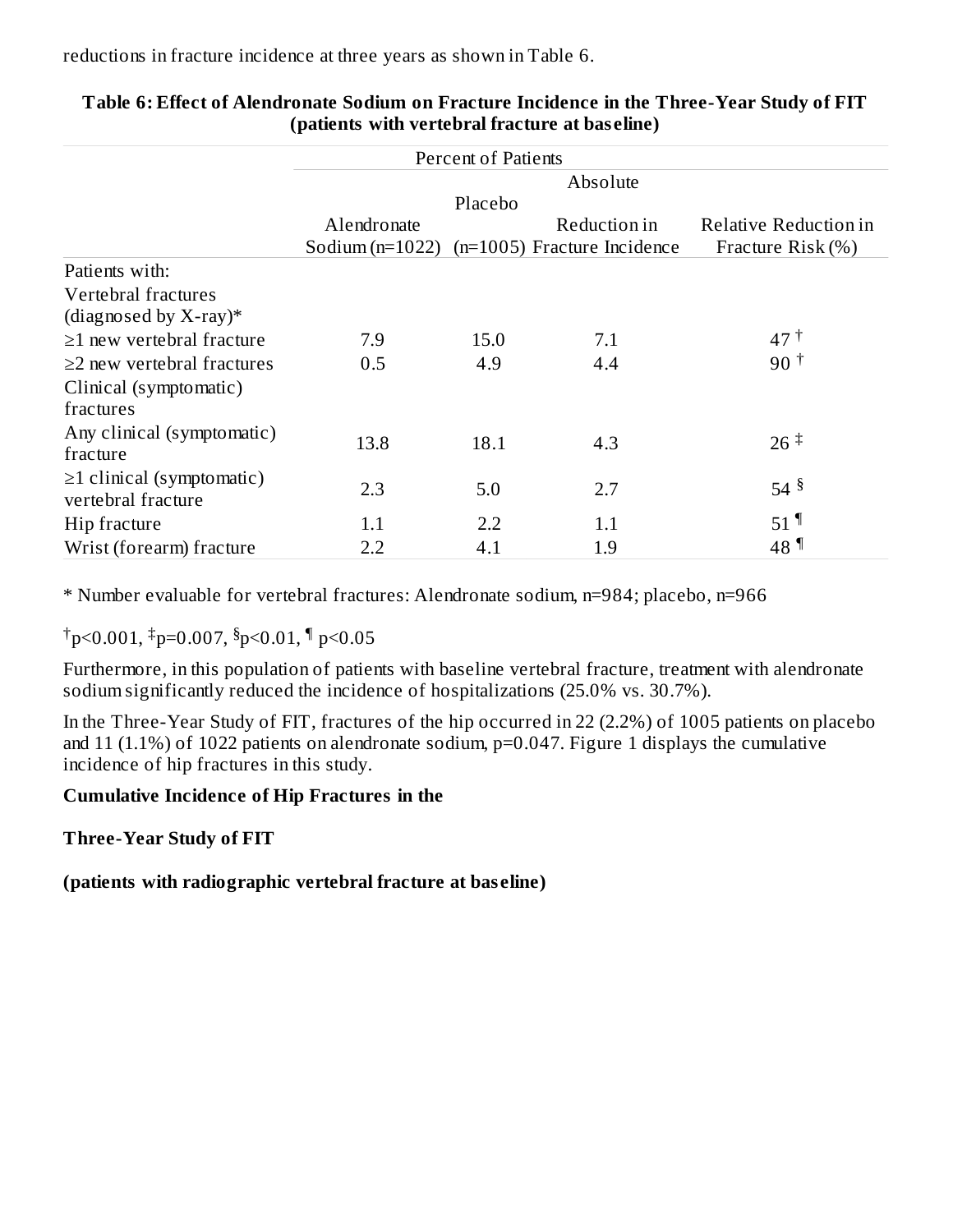reductions in fracture incidence at three years as shown in Table 6.

**Table 6: Effect of Alendronate Sodium on Fracture Incidence in the Three-Year Study of FIT (patients with vertebral fracture at baseline)**

| | Percent of Patients | | | |
|---|---|---|---|---|
| | Alendronate Sodium (n=1022) | Placebo (n=1005) | Absolute Reduction in Fracture Incidence | Relative Reduction in Fracture Risk (%) |
| Patients with: | | | | |
| Vertebral fractures (diagnosed by X-ray)* | | | | |
| ≥1 new vertebral fracture | 7.9 | 15.0 | 7.1 | 47 † |
| ≥2 new vertebral fractures | 0.5 | 4.9 | 4.4 | 90 † |
| Clinical (symptomatic) fractures | | | | |
| Any clinical (symptomatic) fracture | 13.8 | 18.1 | 4.3 | 26 ‡ |
| ≥1 clinical (symptomatic) vertebral fracture | 2.3 | 5.0 | 2.7 | 54 § |
| Hip fracture | 1.1 | 2.2 | 1.1 | 51 ¶ |
| Wrist (forearm) fracture | 2.2 | 4.1 | 1.9 | 48 ¶ |

* Number evaluable for vertebral fractures: Alendronate sodium, n=984; placebo, n=966

†$p<0.001$, ‡$p=0.007$, §$p<0.01$, ¶ $p<0.05$

Furthermore, in this population of patients with baseline vertebral fracture, treatment with alendronate sodium significantly reduced the incidence of hospitalizations (25.0% vs. 30.7%).

In the Three-Year Study of FIT, fractures of the hip occurred in 22 (2.2%) of 1005 patients on placebo and 11 (1.1%) of 1022 patients on alendronate sodium, $p=0.047$. Figure 1 displays the cumulative incidence of hip fractures in this study.

**Cumulative Incidence of Hip Fractures in the**

**Three-Year Study of FIT**

**(patients with radiographic vertebral fracture at baseline)**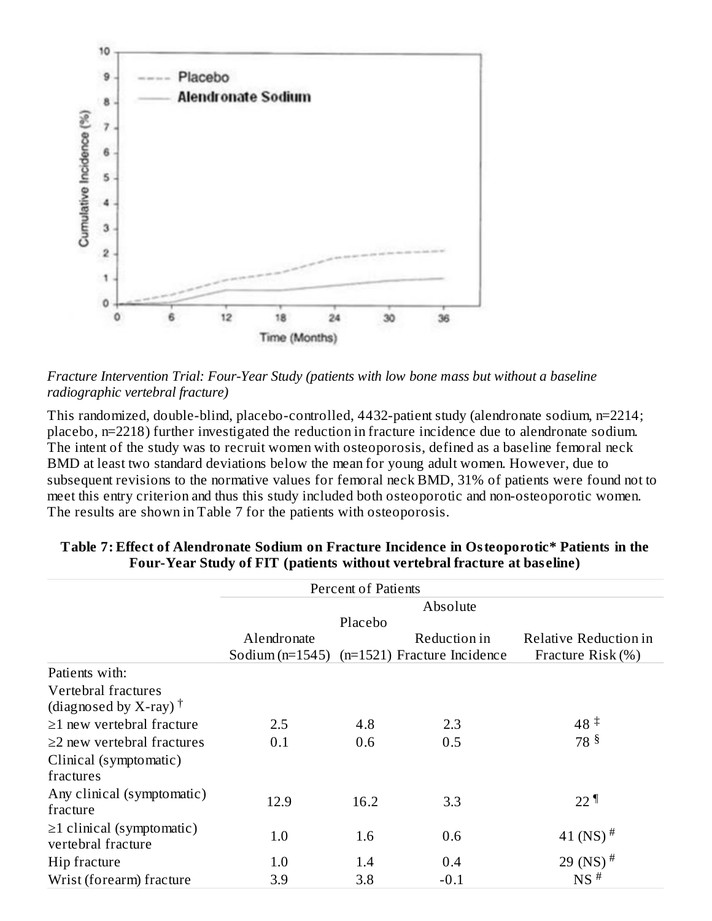*Fracture Intervention Trial: Four-Year Study (patients with low bone mass but without a baseline radiographic vertebral fracture)*

This randomized, double-blind, placebo-controlled, 4432-patient study (alendronate sodium, n=2214; placebo, n=2218) further investigated the reduction in fracture incidence due to alendronate sodium. The intent of the study was to recruit women with osteoporosis, defined as a baseline femoral neck BMD at least two standard deviations below the mean for young adult women. However, due to subsequent revisions to the normative values for femoral neck BMD, 31% of patients were found not to meet this entry criterion and thus this study included both osteoporotic and non-osteoporotic women. The results are shown in Table 7 for the patients with osteoporosis.

**Table 7: Effect of Alendronate Sodium on Fracture Incidence in Osteoporotic* Patients in the Four-Year Study of FIT (patients without vertebral fracture at baseline)**

| | Percent of Patients | | | |
|---|---|---|---|---|
| | Alendronate Sodium (n=1545) | Placebo (n=1521) | Absolute Reduction in Fracture Incidence | Relative Reduction in Fracture Risk (%) |
| Patients with: | | | | |
| Vertebral fractures (diagnosed by X-ray) † | | | | |
| ≥1 new vertebral fracture | 2.5 | 4.8 | 2.3 | 48 ‡ |
| ≥2 new vertebral fractures | 0.1 | 0.6 | 0.5 | 78 § |
| Clinical (symptomatic) fractures | | | | |
| Any clinical (symptomatic) fracture | 12.9 | 16.2 | 3.3 | 22 ¶ |
| ≥1 clinical (symptomatic) vertebral fracture | 1.0 | 1.6 | 0.6 | 41 (NS) # |
| Hip fracture | 1.0 | 1.4 | 0.4 | 29 (NS) # |
| Wrist (forearm) fracture | 3.9 | 3.8 | -0.1 | NS # |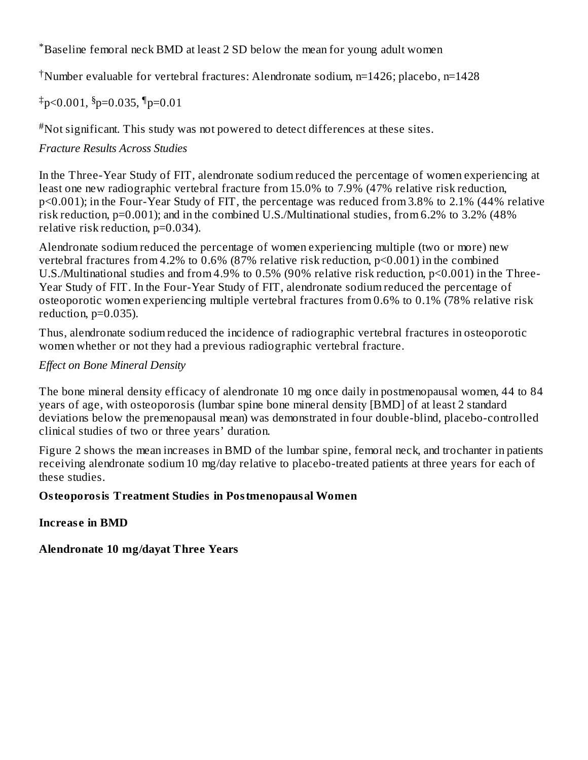[*] Baseline femoral neck BMD at least 2 SD below the mean for young adult women

[†] Number evaluable for vertebral fractures: Alendronate sodium, n=1426; placebo, n=1428

[‡] $p<0.001$, [§] $p=0.035$, [¶] $p=0.01$

[#] Not significant. This study was not powered to detect differences at these sites.

*Fracture Results Across Studies*

In the Three-Year Study of FIT, alendronate sodium reduced the percentage of women experiencing at least one new radiographic vertebral fracture from 15.0% to 7.9% (47% relative risk reduction, $p<0.001$); in the Four-Year Study of FIT, the percentage was reduced from 3.8% to 2.1% (44% relative risk reduction, $p=0.001$); and in the combined U.S./Multinational studies, from 6.2% to 3.2% (48% relative risk reduction, $p=0.034$).

Alendronate sodium reduced the percentage of women experiencing multiple (two or more) new vertebral fractures from 4.2% to 0.6% (87% relative risk reduction, $p<0.001$) in the combined U.S./Multinational studies and from 4.9% to 0.5% (90% relative risk reduction, $p<0.001$) in the Three-Year Study of FIT. In the Four-Year Study of FIT, alendronate sodium reduced the percentage of osteoporotic women experiencing multiple vertebral fractures from 0.6% to 0.1% (78% relative risk reduction, $p=0.035$).

Thus, alendronate sodium reduced the incidence of radiographic vertebral fractures in osteoporotic women whether or not they had a previous radiographic vertebral fracture.

*Effect on Bone Mineral Density*

The bone mineral density efficacy of alendronate 10 mg once daily in postmenopausal women, 44 to 84 years of age, with osteoporosis (lumbar spine bone mineral density [BMD] of at least 2 standard deviations below the premenopausal mean) was demonstrated in four double-blind, placebo-controlled clinical studies of two or three years' duration.

Figure 2 shows the mean increases in BMD of the lumbar spine, femoral neck, and trochanter in patients receiving alendronate sodium 10 mg/day relative to placebo-treated patients at three years for each of these studies.

**Osteoporosis Treatment Studies in Postmenopausal Women**

**Increase in BMD**

**Alendronate 10 mg/dayat Three Years**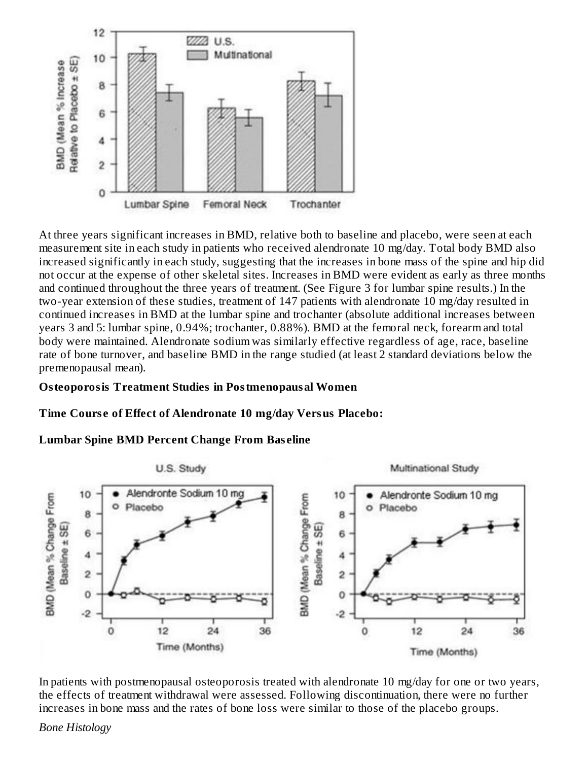At three years significant increases in BMD, relative both to baseline and placebo, were seen at each measurement site in each study in patients who received alendronate 10 mg/day. Total body BMD also increased significantly in each study, suggesting that the increases in bone mass of the spine and hip did not occur at the expense of other skeletal sites. Increases in BMD were evident as early as three months and continued throughout the three years of treatment. (See Figure 3 for lumbar spine results.) In the two-year extension of these studies, treatment of 147 patients with alendronate 10 mg/day resulted in continued increases in BMD at the lumbar spine and trochanter (absolute additional increases between years 3 and 5: lumbar spine, 0.94%; trochanter, 0.88%). BMD at the femoral neck, forearm and total body were maintained. Alendronate sodium was similarly effective regardless of age, race, baseline rate of bone turnover, and baseline BMD in the range studied (at least 2 standard deviations below the premenopausal mean).

**Osteoporosis Treatment Studies in Postmenopausal Women**

**Time Course of Effect of Alendronate 10 mg/day Versus Placebo:**

**Lumbar Spine BMD Percent Change From Baseline**

In patients with postmenopausal osteoporosis treated with alendronate 10 mg/day for one or two years, the effects of treatment withdrawal were assessed. Following discontinuation, there were no further increases in bone mass and the rates of bone loss were similar to those of the placebo groups.

*Bone Histology*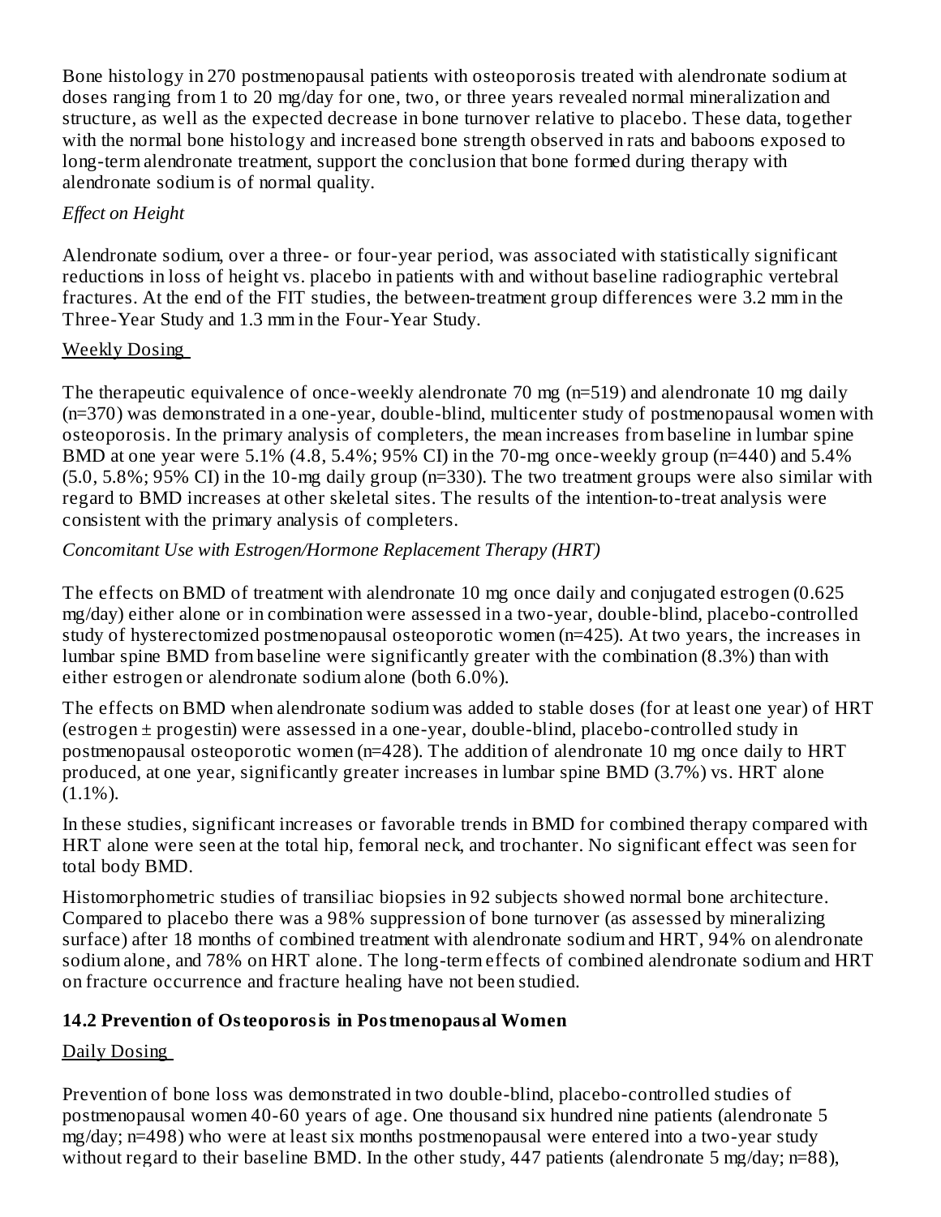Bone histology in 270 postmenopausal patients with osteoporosis treated with alendronate sodium at doses ranging from 1 to 20 mg/day for one, two, or three years revealed normal mineralization and structure, as well as the expected decrease in bone turnover relative to placebo. These data, together with the normal bone histology and increased bone strength observed in rats and baboons exposed to long-term alendronate treatment, support the conclusion that bone formed during therapy with alendronate sodium is of normal quality.

*Effect on Height*

Alendronate sodium, over a three- or four-year period, was associated with statistically significant reductions in loss of height vs. placebo in patients with and without baseline radiographic vertebral fractures. At the end of the FIT studies, the between-treatment group differences were 3.2 mm in the Three-Year Study and 1.3 mm in the Four-Year Study.

Weekly Dosing

The therapeutic equivalence of once-weekly alendronate 70 mg (n=519) and alendronate 10 mg daily (n=370) was demonstrated in a one-year, double-blind, multicenter study of postmenopausal women with osteoporosis. In the primary analysis of completers, the mean increases from baseline in lumbar spine BMD at one year were 5.1% (4.8, 5.4%; 95% CI) in the 70-mg once-weekly group (n=440) and 5.4% (5.0, 5.8%; 95% CI) in the 10-mg daily group (n=330). The two treatment groups were also similar with regard to BMD increases at other skeletal sites. The results of the intention-to-treat analysis were consistent with the primary analysis of completers.

*Concomitant Use with Estrogen/Hormone Replacement Therapy (HRT)*

The effects on BMD of treatment with alendronate 10 mg once daily and conjugated estrogen (0.625 mg/day) either alone or in combination were assessed in a two-year, double-blind, placebo-controlled study of hysterectomized postmenopausal osteoporotic women (n=425). At two years, the increases in lumbar spine BMD from baseline were significantly greater with the combination (8.3%) than with either estrogen or alendronate sodium alone (both 6.0%).

The effects on BMD when alendronate sodium was added to stable doses (for at least one year) of HRT (estrogen ± progestin) were assessed in a one-year, double-blind, placebo-controlled study in postmenopausal osteoporotic women (n=428). The addition of alendronate 10 mg once daily to HRT produced, at one year, significantly greater increases in lumbar spine BMD (3.7%) vs. HRT alone (1.1%).

In these studies, significant increases or favorable trends in BMD for combined therapy compared with HRT alone were seen at the total hip, femoral neck, and trochanter. No significant effect was seen for total body BMD.

Histomorphometric studies of transiliac biopsies in 92 subjects showed normal bone architecture. Compared to placebo there was a 98% suppression of bone turnover (as assessed by mineralizing surface) after 18 months of combined treatment with alendronate sodium and HRT, 94% on alendronate sodium alone, and 78% on HRT alone. The long-term effects of combined alendronate sodium and HRT on fracture occurrence and fracture healing have not been studied.

**14.2 Prevention of Osteoporosis in Postmenopausal Women**

Daily Dosing

Prevention of bone loss was demonstrated in two double-blind, placebo-controlled studies of postmenopausal women 40-60 years of age. One thousand six hundred nine patients (alendronate 5 mg/day; n=498) who were at least six months postmenopausal were entered into a two-year study without regard to their baseline BMD. In the other study, 447 patients (alendronate 5 mg/day; n=88),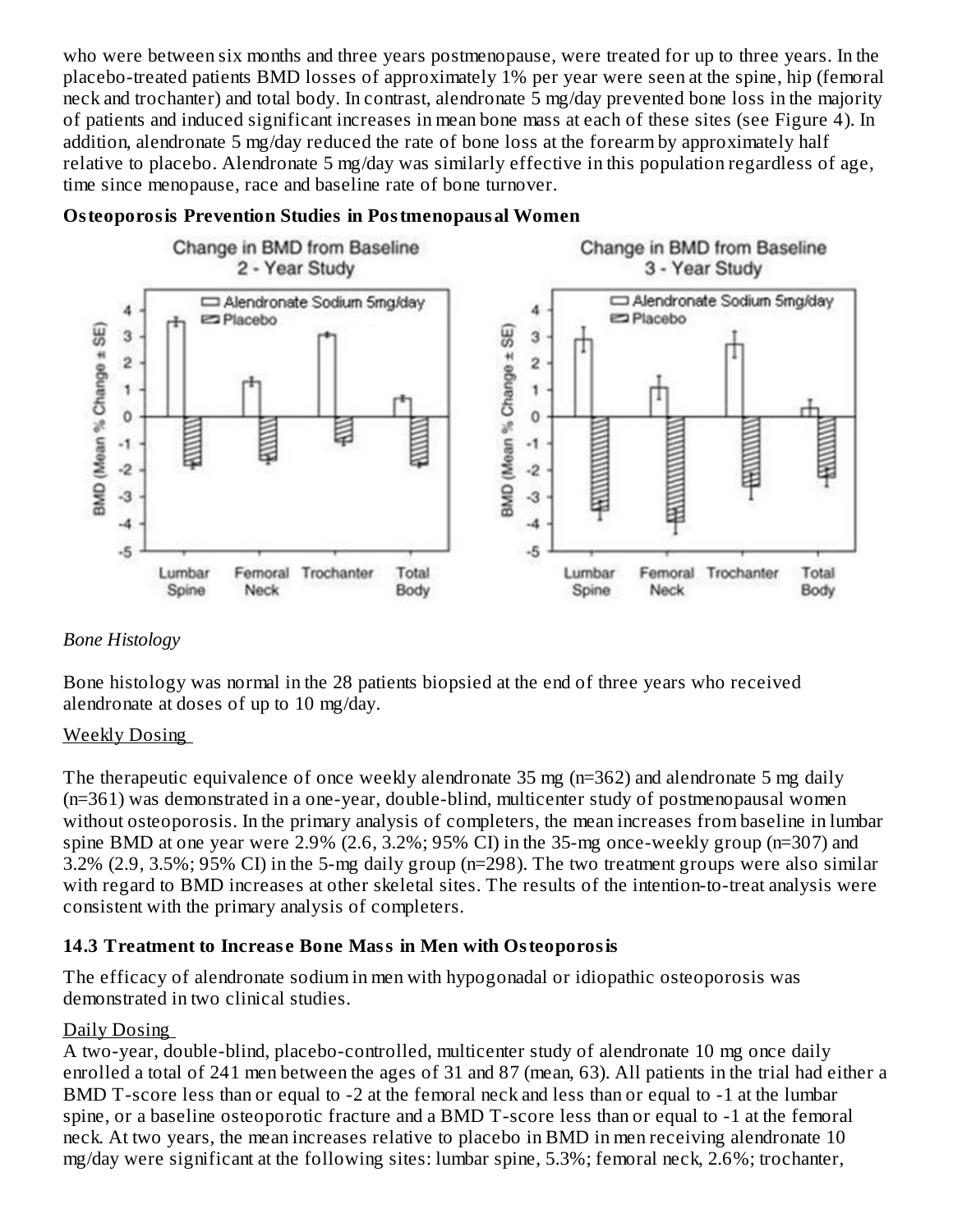who were between six months and three years postmenopause, were treated for up to three years. In the placebo-treated patients BMD losses of approximately 1% per year were seen at the spine, hip (femoral neck and trochanter) and total body. In contrast, alendronate 5 mg/day prevented bone loss in the majority of patients and induced significant increases in mean bone mass at each of these sites (see Figure 4). In addition, alendronate 5 mg/day reduced the rate of bone loss at the forearm by approximately half relative to placebo. Alendronate 5 mg/day was similarly effective in this population regardless of age, time since menopause, race and baseline rate of bone turnover.

**Osteoporosis Prevention Studies in Postmenopausal Women**

*Bone Histology*

Bone histology was normal in the 28 patients biopsied at the end of three years who received alendronate at doses of up to 10 mg/day.

Weekly Dosing

The therapeutic equivalence of once weekly alendronate 35 mg (n=362) and alendronate 5 mg daily (n=361) was demonstrated in a one-year, double-blind, multicenter study of postmenopausal women without osteoporosis. In the primary analysis of completers, the mean increases from baseline in lumbar spine BMD at one year were 2.9% (2.6, 3.2%; 95% CI) in the 35-mg once-weekly group (n=307) and 3.2% (2.9, 3.5%; 95% CI) in the 5-mg daily group (n=298). The two treatment groups were also similar with regard to BMD increases at other skeletal sites. The results of the intention-to-treat analysis were consistent with the primary analysis of completers.

### 14.3 Treatment to Increase Bone Mass in Men with Osteoporosis

The efficacy of alendronate sodium in men with hypogonadal or idiopathic osteoporosis was demonstrated in two clinical studies.

Daily Dosing

A two-year, double-blind, placebo-controlled, multicenter study of alendronate 10 mg once daily enrolled a total of 241 men between the ages of 31 and 87 (mean, 63). All patients in the trial had either a BMD T-score less than or equal to -2 at the femoral neck and less than or equal to -1 at the lumbar spine, or a baseline osteoporotic fracture and a BMD T-score less than or equal to -1 at the femoral neck. At two years, the mean increases relative to placebo in BMD in men receiving alendronate 10 mg/day were significant at the following sites: lumbar spine, 5.3%; femoral neck, 2.6%; trochanter,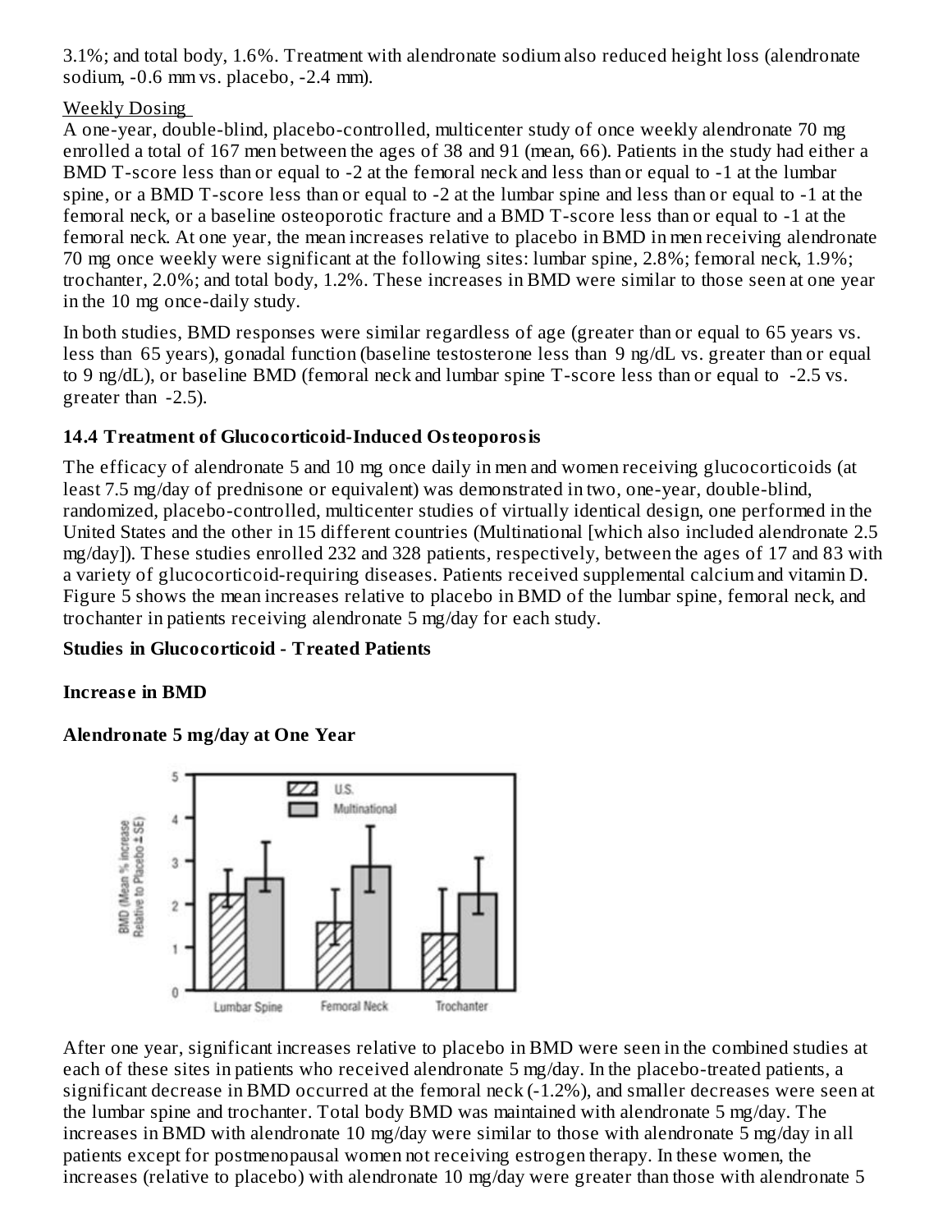3.1%; and total body, 1.6%. Treatment with alendronate sodium also reduced height loss (alendronate sodium, -0.6 mm vs. placebo, -2.4 mm).

Weekly Dosing

A one-year, double-blind, placebo-controlled, multicenter study of once weekly alendronate 70 mg enrolled a total of 167 men between the ages of 38 and 91 (mean, 66). Patients in the study had either a BMD T-score less than or equal to -2 at the femoral neck and less than or equal to -1 at the lumbar spine, or a BMD T-score less than or equal to -2 at the lumbar spine and less than or equal to -1 at the femoral neck, or a baseline osteoporotic fracture and a BMD T-score less than or equal to -1 at the femoral neck. At one year, the mean increases relative to placebo in BMD in men receiving alendronate 70 mg once weekly were significant at the following sites: lumbar spine, 2.8%; femoral neck, 1.9%; trochanter, 2.0%; and total body, 1.2%. These increases in BMD were similar to those seen at one year in the 10 mg once-daily study.

In both studies, BMD responses were similar regardless of age (greater than or equal to 65 years vs. less than 65 years), gonadal function (baseline testosterone less than 9 ng/dL vs. greater than or equal to 9 ng/dL), or baseline BMD (femoral neck and lumbar spine T-score less than or equal to -2.5 vs. greater than -2.5).

### 14.4 Treatment of Glucocorticoid-Induced Osteoporosis

The efficacy of alendronate 5 and 10 mg once daily in men and women receiving glucocorticoids (at least 7.5 mg/day of prednisone or equivalent) was demonstrated in two, one-year, double-blind, randomized, placebo-controlled, multicenter studies of virtually identical design, one performed in the United States and the other in 15 different countries (Multinational [which also included alendronate 2.5 mg/day]). These studies enrolled 232 and 328 patients, respectively, between the ages of 17 and 83 with a variety of glucocorticoid-requiring diseases. Patients received supplemental calcium and vitamin D. Figure 5 shows the mean increases relative to placebo in BMD of the lumbar spine, femoral neck, and trochanter in patients receiving alendronate 5 mg/day for each study.

**Studies in Glucocorticoid - Treated Patients**

**Increase in BMD**

**Alendronate 5 mg/day at One Year**

After one year, significant increases relative to placebo in BMD were seen in the combined studies at each of these sites in patients who received alendronate 5 mg/day. In the placebo-treated patients, a significant decrease in BMD occurred at the femoral neck (-1.2%), and smaller decreases were seen at the lumbar spine and trochanter. Total body BMD was maintained with alendronate 5 mg/day. The increases in BMD with alendronate 10 mg/day were similar to those with alendronate 5 mg/day in all patients except for postmenopausal women not receiving estrogen therapy. In these women, the increases (relative to placebo) with alendronate 10 mg/day were greater than those with alendronate 5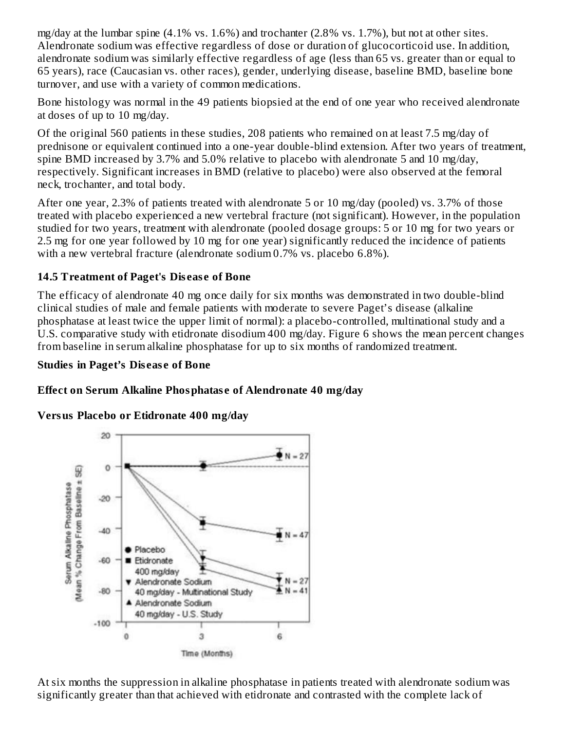mg/day at the lumbar spine (4.1% vs. 1.6%) and trochanter (2.8% vs. 1.7%), but not at other sites. Alendronate sodium was effective regardless of dose or duration of glucocorticoid use. In addition, alendronate sodium was similarly effective regardless of age (less than 65 vs. greater than or equal to 65 years), race (Caucasian vs. other races), gender, underlying disease, baseline BMD, baseline bone turnover, and use with a variety of common medications.

Bone histology was normal in the 49 patients biopsied at the end of one year who received alendronate at doses of up to 10 mg/day.

Of the original 560 patients in these studies, 208 patients who remained on at least 7.5 mg/day of prednisone or equivalent continued into a one-year double-blind extension. After two years of treatment, spine BMD increased by 3.7% and 5.0% relative to placebo with alendronate 5 and 10 mg/day, respectively. Significant increases in BMD (relative to placebo) were also observed at the femoral neck, trochanter, and total body.

After one year, 2.3% of patients treated with alendronate 5 or 10 mg/day (pooled) vs. 3.7% of those treated with placebo experienced a new vertebral fracture (not significant). However, in the population studied for two years, treatment with alendronate (pooled dosage groups: 5 or 10 mg for two years or 2.5 mg for one year followed by 10 mg for one year) significantly reduced the incidence of patients with a new vertebral fracture (alendronate sodium 0.7% vs. placebo 6.8%).

### 14.5 Treatment of Paget's Disease of Bone

The efficacy of alendronate 40 mg once daily for six months was demonstrated in two double-blind clinical studies of male and female patients with moderate to severe Paget's disease (alkaline phosphatase at least twice the upper limit of normal): a placebo-controlled, multinational study and a U.S. comparative study with etidronate disodium 400 mg/day. Figure 6 shows the mean percent changes from baseline in serum alkaline phosphatase for up to six months of randomized treatment.

**Studies in Paget's Disease of Bone**

**Effect on Serum Alkaline Phosphatase of Alendronate 40 mg/day**

**Versus Placebo or Etidronate 400 mg/day**

At six months the suppression in alkaline phosphatase in patients treated with alendronate sodium was significantly greater than that achieved with etidronate and contrasted with the complete lack of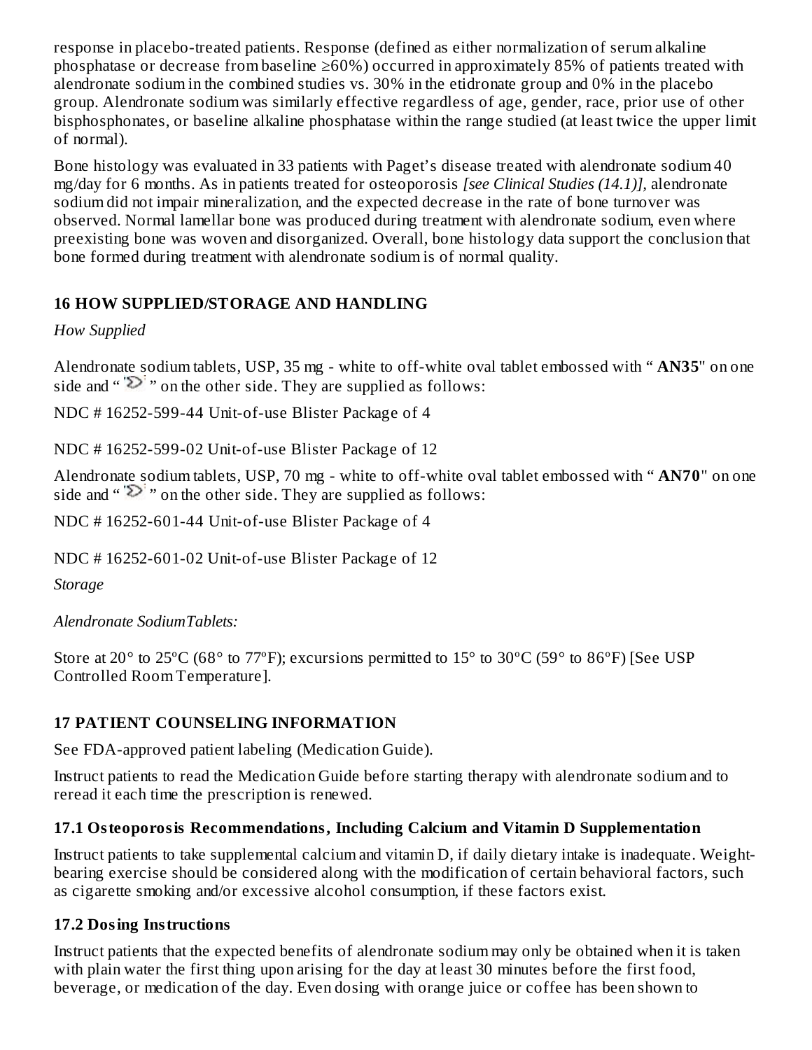response in placebo-treated patients. Response (defined as either normalization of serum alkaline phosphatase or decrease from baseline ≥60%) occurred in approximately 85% of patients treated with alendronate sodium in the combined studies vs. 30% in the etidronate group and 0% in the placebo group. Alendronate sodium was similarly effective regardless of age, gender, race, prior use of other bisphosphonates, or baseline alkaline phosphatase within the range studied (at least twice the upper limit of normal).

Bone histology was evaluated in 33 patients with Paget's disease treated with alendronate sodium 40 mg/day for 6 months. As in patients treated for osteoporosis *[see Clinical Studies (14.1)]*, alendronate sodium did not impair mineralization, and the expected decrease in the rate of bone turnover was observed. Normal lamellar bone was produced during treatment with alendronate sodium, even where preexisting bone was woven and disorganized. Overall, bone histology data support the conclusion that bone formed during treatment with alendronate sodium is of normal quality.

## 16 HOW SUPPLIED/STORAGE AND HANDLING

*How Supplied*

Alendronate sodium tablets, USP, 35 mg - white to off-white oval tablet embossed with " **AN35**" on one side and " " on the other side. They are supplied as follows:

NDC # 16252-599-44 Unit-of-use Blister Package of 4

NDC # 16252-599-02 Unit-of-use Blister Package of 12

Alendronate sodium tablets, USP, 70 mg - white to off-white oval tablet embossed with " **AN70**" on one side and " " on the other side. They are supplied as follows:

NDC # 16252-601-44 Unit-of-use Blister Package of 4

NDC # 16252-601-02 Unit-of-use Blister Package of 12

*Storage*

*Alendronate SodiumTablets:*

Store at 20° to 25°C (68° to 77°F); excursions permitted to 15° to 30°C (59° to 86°F) [See USP Controlled Room Temperature].

## 17 PATIENT COUNSELING INFORMATION

See FDA-approved patient labeling (Medication Guide).

Instruct patients to read the Medication Guide before starting therapy with alendronate sodium and to reread it each time the prescription is renewed.

### 17.1 Osteoporosis Recommendations, Including Calcium and Vitamin D Supplementation

Instruct patients to take supplemental calcium and vitamin D, if daily dietary intake is inadequate. Weight-bearing exercise should be considered along with the modification of certain behavioral factors, such as cigarette smoking and/or excessive alcohol consumption, if these factors exist.

### 17.2 Dosing Instructions

Instruct patients that the expected benefits of alendronate sodium may only be obtained when it is taken with plain water the first thing upon arising for the day at least 30 minutes before the first food, beverage, or medication of the day. Even dosing with orange juice or coffee has been shown to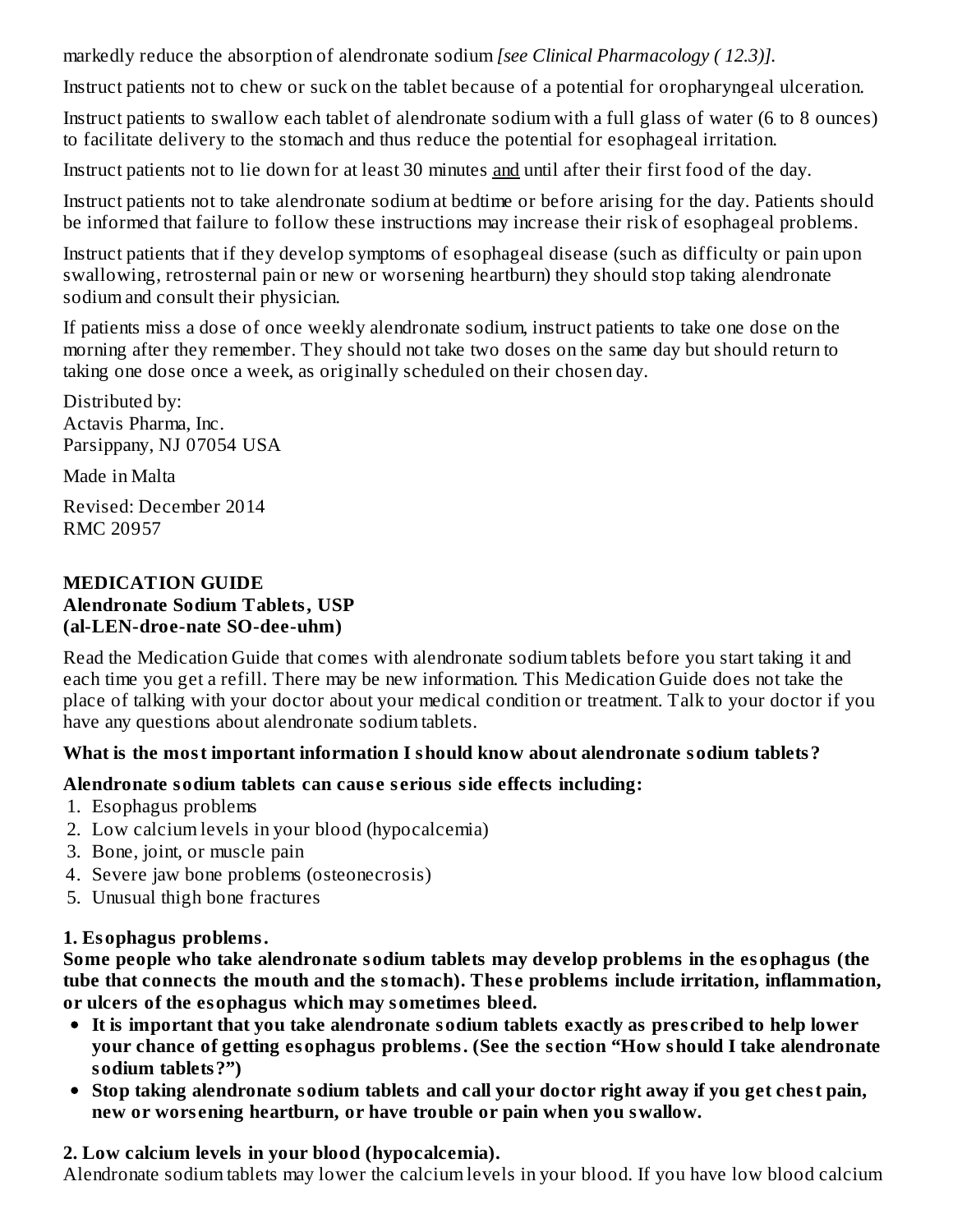markedly reduce the absorption of alendronate sodium *[see Clinical Pharmacology ( 12.3)].*

Instruct patients not to chew or suck on the tablet because of a potential for oropharyngeal ulceration.

Instruct patients to swallow each tablet of alendronate sodium with a full glass of water (6 to 8 ounces) to facilitate delivery to the stomach and thus reduce the potential for esophageal irritation.

Instruct patients not to lie down for at least 30 minutes <u>and</u> until after their first food of the day.

Instruct patients not to take alendronate sodium at bedtime or before arising for the day. Patients should be informed that failure to follow these instructions may increase their risk of esophageal problems.

Instruct patients that if they develop symptoms of esophageal disease (such as difficulty or pain upon swallowing, retrosternal pain or new or worsening heartburn) they should stop taking alendronate sodium and consult their physician.

If patients miss a dose of once weekly alendronate sodium, instruct patients to take one dose on the morning after they remember. They should not take two doses on the same day but should return to taking one dose once a week, as originally scheduled on their chosen day.

Distributed by:
Actavis Pharma, Inc.
Parsippany, NJ 07054 USA

Made in Malta

Revised: December 2014
RMC 20957

**MEDICATION GUIDE**
**Alendronate Sodium Tablets, USP**
**(al-LEN-droe-nate SO-dee-uhm)**

Read the Medication Guide that comes with alendronate sodium tablets before you start taking it and each time you get a refill. There may be new information. This Medication Guide does not take the place of talking with your doctor about your medical condition or treatment. Talk to your doctor if you have any questions about alendronate sodium tablets.

**What is the most important information I should know about alendronate sodium tablets?**

**Alendronate sodium tablets can cause serious side effects including:**

1. Esophagus problems
2. Low calcium levels in your blood (hypocalcemia)
3. Bone, joint, or muscle pain
4. Severe jaw bone problems (osteonecrosis)
5. Unusual thigh bone fractures

**1. Esophagus problems.**
**Some people who take alendronate sodium tablets may develop problems in the esophagus (the tube that connects the mouth and the stomach). These problems include irritation, inflammation, or ulcers of the esophagus which may sometimes bleed.**

- **It is important that you take alendronate sodium tablets exactly as prescribed to help lower your chance of getting esophagus problems. (See the section "How should I take alendronate sodium tablets?")**
- **Stop taking alendronate sodium tablets and call your doctor right away if you get chest pain, new or worsening heartburn, or have trouble or pain when you swallow.**

**2. Low calcium levels in your blood (hypocalcemia).**
Alendronate sodium tablets may lower the calcium levels in your blood. If you have low blood calcium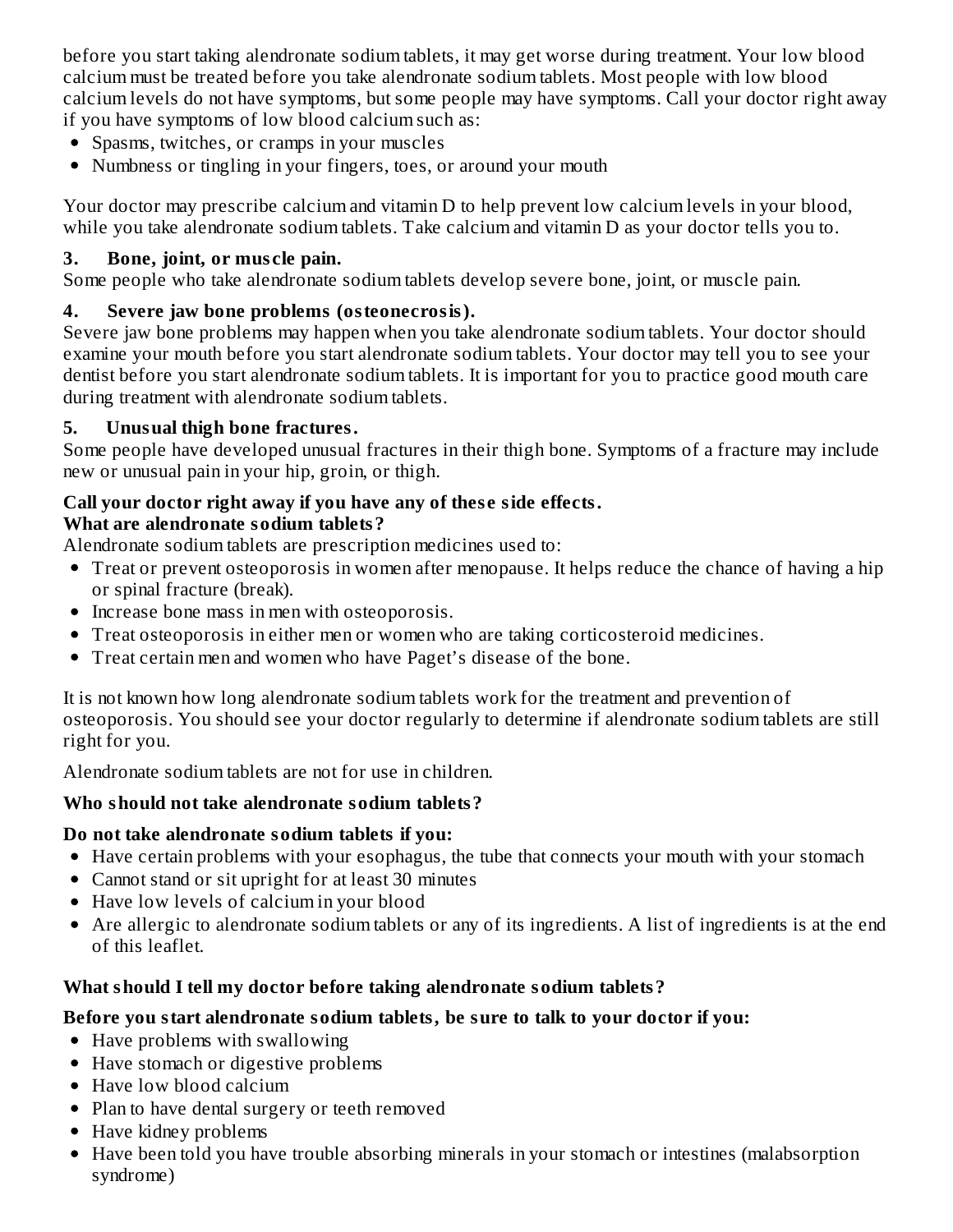before you start taking alendronate sodium tablets, it may get worse during treatment. Your low blood calcium must be treated before you take alendronate sodium tablets. Most people with low blood calcium levels do not have symptoms, but some people may have symptoms. Call your doctor right away if you have symptoms of low blood calcium such as:

- Spasms, twitches, or cramps in your muscles
- Numbness or tingling in your fingers, toes, or around your mouth

Your doctor may prescribe calcium and vitamin D to help prevent low calcium levels in your blood, while you take alendronate sodium tablets. Take calcium and vitamin D as your doctor tells you to.

**3. Bone, joint, or muscle pain.**

Some people who take alendronate sodium tablets develop severe bone, joint, or muscle pain.

**4. Severe jaw bone problems (osteonecrosis).**

Severe jaw bone problems may happen when you take alendronate sodium tablets. Your doctor should examine your mouth before you start alendronate sodium tablets. Your doctor may tell you to see your dentist before you start alendronate sodium tablets. It is important for you to practice good mouth care during treatment with alendronate sodium tablets.

**5. Unusual thigh bone fractures.**

Some people have developed unusual fractures in their thigh bone. Symptoms of a fracture may include new or unusual pain in your hip, groin, or thigh.

**Call your doctor right away if you have any of these side effects.**

**What are alendronate sodium tablets?**

Alendronate sodium tablets are prescription medicines used to:

- Treat or prevent osteoporosis in women after menopause. It helps reduce the chance of having a hip or spinal fracture (break).
- Increase bone mass in men with osteoporosis.
- Treat osteoporosis in either men or women who are taking corticosteroid medicines.
- Treat certain men and women who have Paget's disease of the bone.

It is not known how long alendronate sodium tablets work for the treatment and prevention of osteoporosis. You should see your doctor regularly to determine if alendronate sodium tablets are still right for you.

Alendronate sodium tablets are not for use in children.

**Who should not take alendronate sodium tablets?**

**Do not take alendronate sodium tablets if you:**

- Have certain problems with your esophagus, the tube that connects your mouth with your stomach
- Cannot stand or sit upright for at least 30 minutes
- Have low levels of calcium in your blood
- Are allergic to alendronate sodium tablets or any of its ingredients. A list of ingredients is at the end of this leaflet.

**What should I tell my doctor before taking alendronate sodium tablets?**

**Before you start alendronate sodium tablets, be sure to talk to your doctor if you:**

- Have problems with swallowing
- Have stomach or digestive problems
- Have low blood calcium
- Plan to have dental surgery or teeth removed
- Have kidney problems
- Have been told you have trouble absorbing minerals in your stomach or intestines (malabsorption syndrome)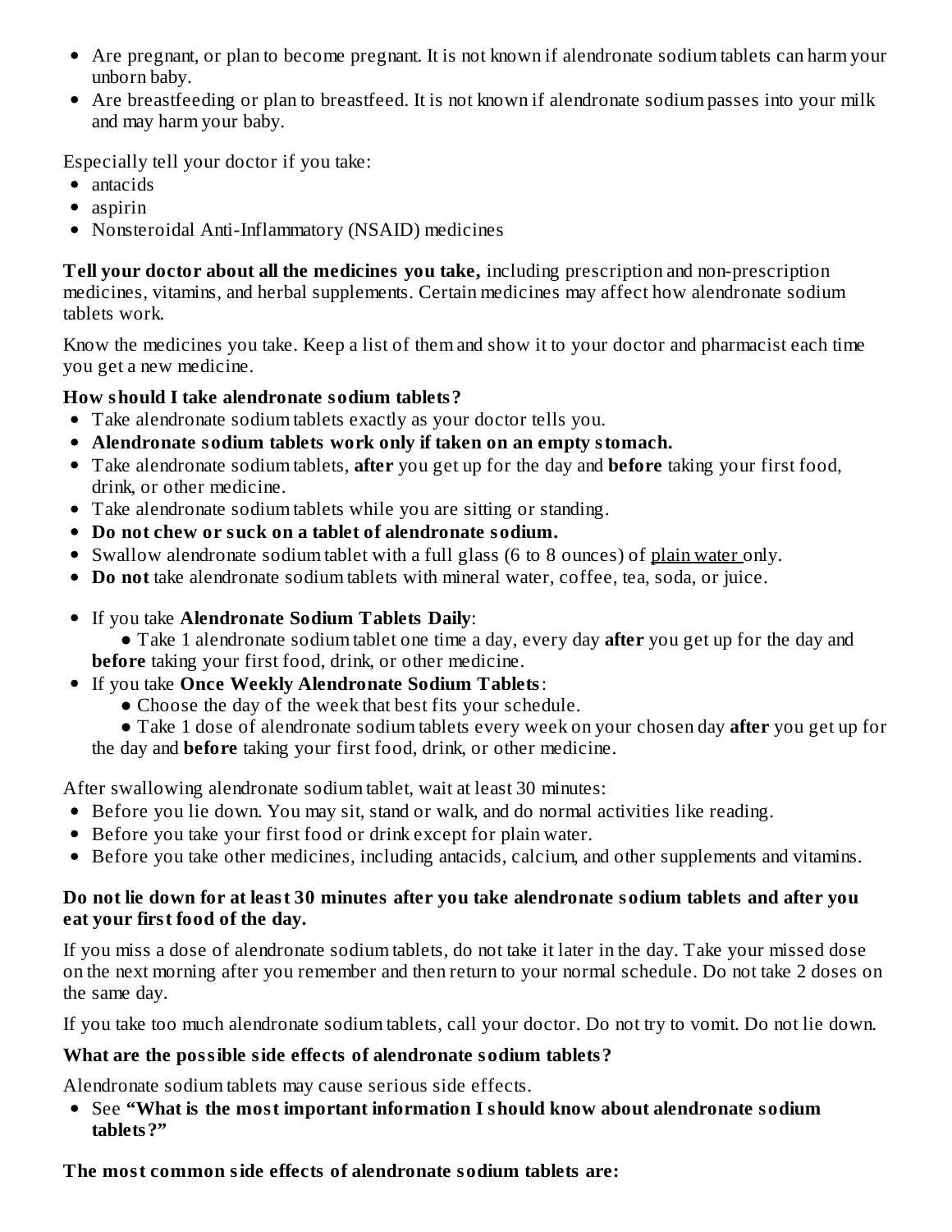- Are pregnant, or plan to become pregnant. It is not known if alendronate sodium tablets can harm your unborn baby.
- Are breastfeeding or plan to breastfeed. It is not known if alendronate sodium passes into your milk and may harm your baby.

Especially tell your doctor if you take:

- antacids
- aspirin
- Nonsteroidal Anti-Inflammatory (NSAID) medicines

**Tell your doctor about all the medicines you take,** including prescription and non-prescription medicines, vitamins, and herbal supplements. Certain medicines may affect how alendronate sodium tablets work.

Know the medicines you take. Keep a list of them and show it to your doctor and pharmacist each time you get a new medicine.

**How should I take alendronate sodium tablets?**

- Take alendronate sodium tablets exactly as your doctor tells you.
- **Alendronate sodium tablets work only if taken on an empty stomach.**
- Take alendronate sodium tablets, **after** you get up for the day and **before** taking your first food, drink, or other medicine.
- Take alendronate sodium tablets while you are sitting or standing.
- **Do not chew or suck on a tablet of alendronate sodium.**
- Swallow alendronate sodium tablet with a full glass (6 to 8 ounces) of plain water only.
- **Do not** take alendronate sodium tablets with mineral water, coffee, tea, soda, or juice.
- If you take **Alendronate Sodium Tablets Daily**:
  - Take 1 alendronate sodium tablet one time a day, every day **after** you get up for the day and **before** taking your first food, drink, or other medicine.
- If you take **Once Weekly Alendronate Sodium Tablets**:
  - Choose the day of the week that best fits your schedule.
  - Take 1 dose of alendronate sodium tablets every week on your chosen day **after** you get up for the day and **before** taking your first food, drink, or other medicine.

After swallowing alendronate sodium tablet, wait at least 30 minutes:

- Before you lie down. You may sit, stand or walk, and do normal activities like reading.
- Before you take your first food or drink except for plain water.
- Before you take other medicines, including antacids, calcium, and other supplements and vitamins.

**Do not lie down for at least 30 minutes after you take alendronate sodium tablets and after you eat your first food of the day.**

If you miss a dose of alendronate sodium tablets, do not take it later in the day. Take your missed dose on the next morning after you remember and then return to your normal schedule. Do not take 2 doses on the same day.

If you take too much alendronate sodium tablets, call your doctor. Do not try to vomit. Do not lie down.

**What are the possible side effects of alendronate sodium tablets?**

Alendronate sodium tablets may cause serious side effects.

- See **"What is the most important information I should know about alendronate sodium tablets?"**

**The most common side effects of alendronate sodium tablets are:**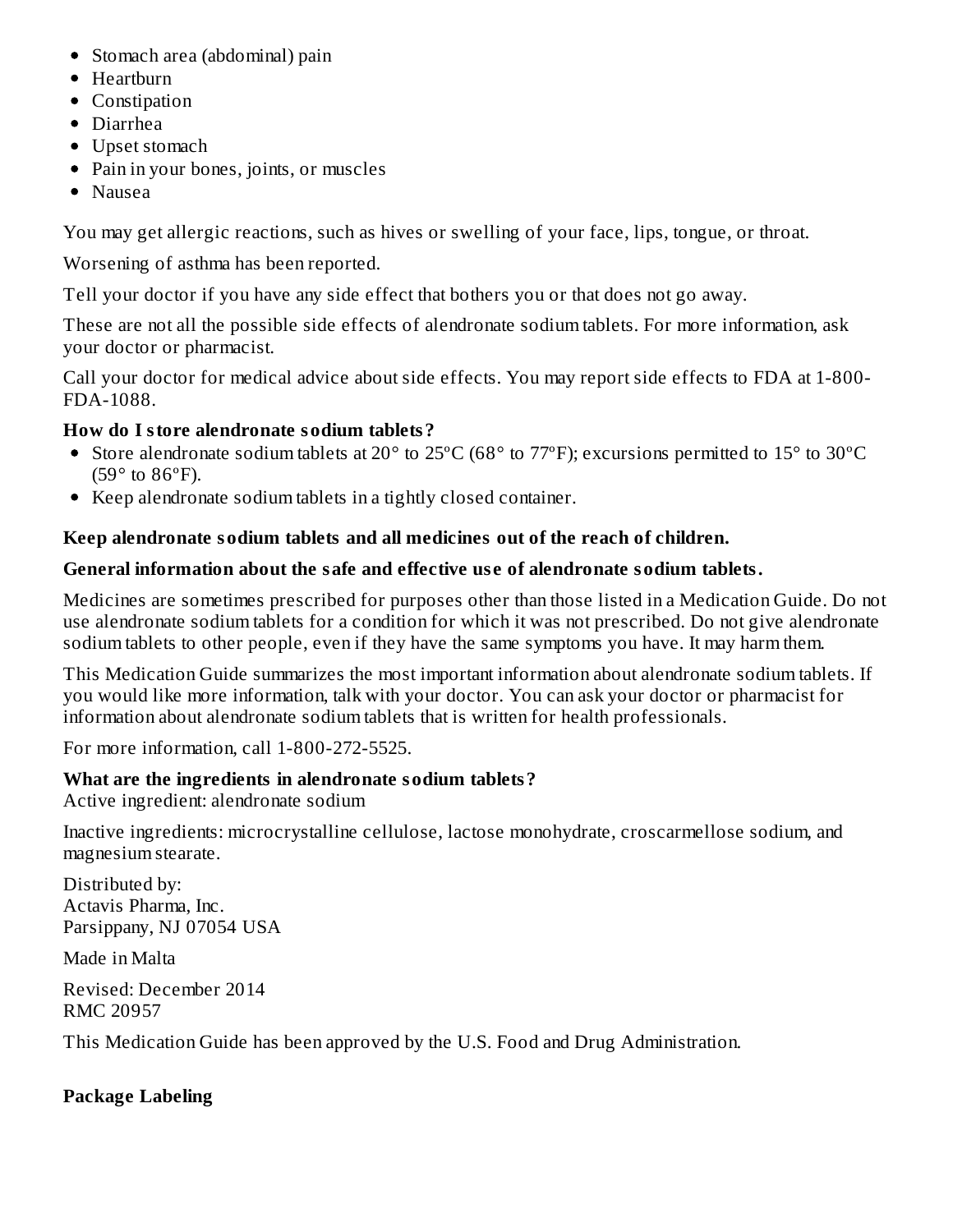- Stomach area (abdominal) pain
- Heartburn
- Constipation
- Diarrhea
- Upset stomach
- Pain in your bones, joints, or muscles
- Nausea

You may get allergic reactions, such as hives or swelling of your face, lips, tongue, or throat.

Worsening of asthma has been reported.

Tell your doctor if you have any side effect that bothers you or that does not go away.

These are not all the possible side effects of alendronate sodium tablets. For more information, ask your doctor or pharmacist.

Call your doctor for medical advice about side effects. You may report side effects to FDA at 1-800-FDA-1088.

**How do I store alendronate sodium tablets?**

- Store alendronate sodium tablets at 20° to 25°C (68° to 77°F); excursions permitted to 15° to 30°C (59° to 86°F).
- Keep alendronate sodium tablets in a tightly closed container.

**Keep alendronate sodium tablets and all medicines out of the reach of children.**

**General information about the safe and effective use of alendronate sodium tablets.**

Medicines are sometimes prescribed for purposes other than those listed in a Medication Guide. Do not use alendronate sodium tablets for a condition for which it was not prescribed. Do not give alendronate sodium tablets to other people, even if they have the same symptoms you have. It may harm them.

This Medication Guide summarizes the most important information about alendronate sodium tablets. If you would like more information, talk with your doctor. You can ask your doctor or pharmacist for information about alendronate sodium tablets that is written for health professionals.

For more information, call 1-800-272-5525.

**What are the ingredients in alendronate sodium tablets?**
Active ingredient: alendronate sodium

Inactive ingredients: microcrystalline cellulose, lactose monohydrate, croscarmellose sodium, and magnesium stearate.

Distributed by:
Actavis Pharma, Inc.
Parsippany, NJ 07054 USA

Made in Malta

Revised: December 2014
RMC 20957

This Medication Guide has been approved by the U.S. Food and Drug Administration.

**Package Labeling**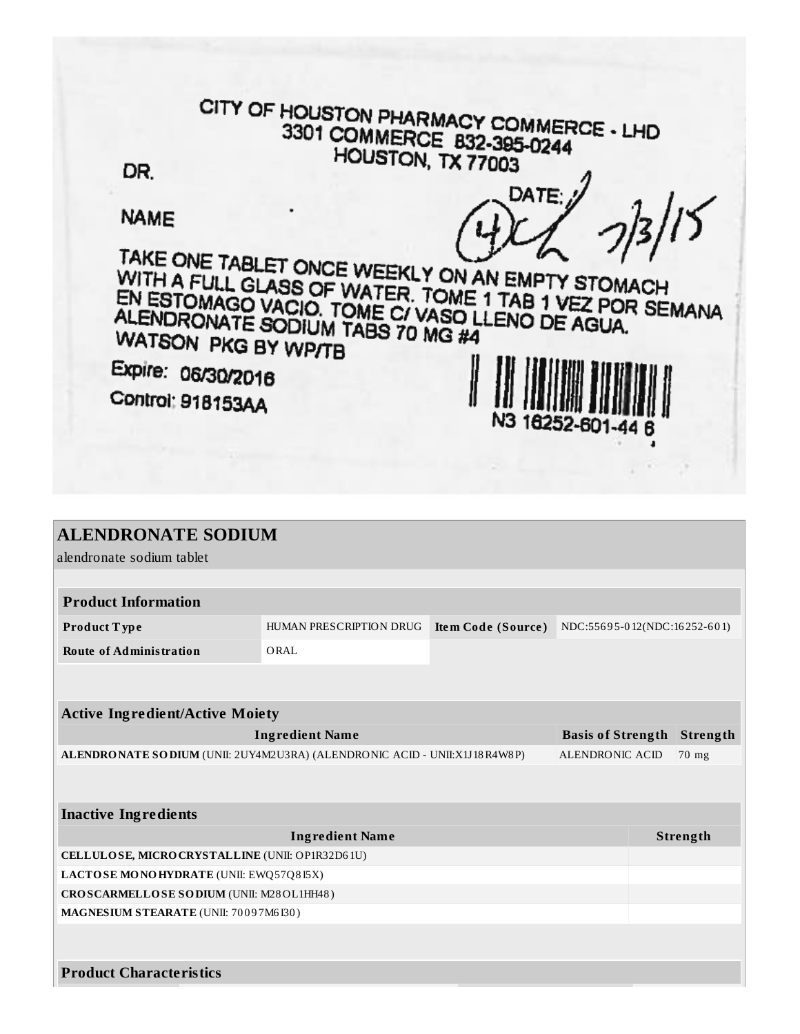CITY OF HOUSTON PHARMACY COMMERCE - LHD
3301 COMMERCE 832-395-0244
HOUSTON, TX 77003

DR.

NAME

DATE: 7/3/15

TAKE ONE TABLET ONCE WEEKLY ON AN EMPTY STOMACH WITH A FULL GLASS OF WATER. TOME 1 TAB 1 VEZ POR SEMANA EN ESTOMAGO VACIO. TOME C/ VASO LLENO DE AGUA.
ALENDRONATE SODIUM TABS 70 MG #4
WATSON PKG BY WP/TB

Expire: 06/30/2016
Control: 918153AA

N3 16252-601-44 6

## ALENDRONATE SODIUM

alendronate sodium tablet

| Product Information | | | |
|---|---|---|---|
| **Product Type** | HUMAN PRESCRIPTION DRUG | **Item Code (Source)** | NDC:55695-012(NDC:16252-601) |
| **Route of Administration** | ORAL | | |

| Active Ingredient/Active Moiety | | |
|---|---|---|
| **Ingredient Name** | **Basis of Strength** | **Strength** |
| **ALENDRONATE SODIUM** (UNII: 2UY4M2U3RA) (ALENDRONIC ACID - UNII:X1J18R4W8P) | ALENDRONIC ACID | 70 mg |

| Inactive Ingredients | |
|---|---|
| **Ingredient Name** | **Strength** |
| **CELLULOSE, MICROCRYSTALLINE** (UNII: OP1R32D61U) | |
| **LACTOSE MONOHYDRATE** (UNII: EWQ57Q8I5X) | |
| **CROSCARMELLOSE SODIUM** (UNII: M28OL1HH48) | |
| **MAGNESIUM STEARATE** (UNII: 70097M6I30) | |

**Product Characteristics**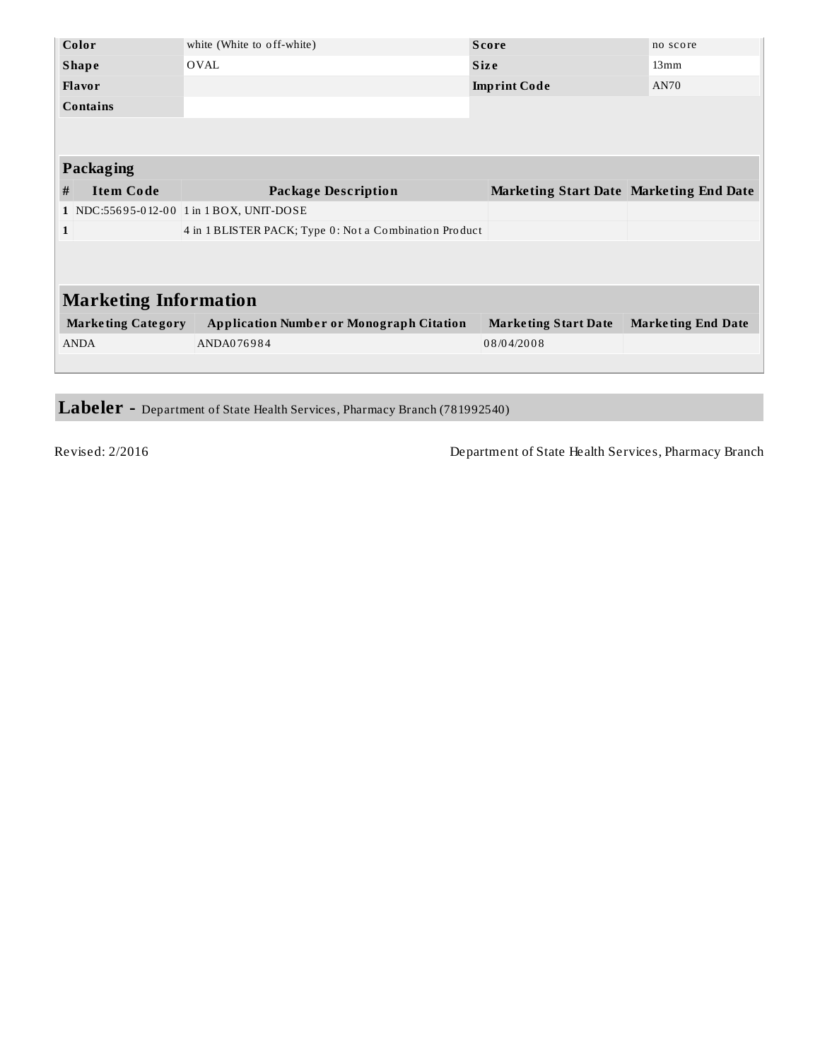| | | | |
|---|---|---|---|
| **Color** | white (White to off-white) | **Score** | no score |
| **Shape** | OVAL | **Size** | 13mm |
| **Flavor** | | **Imprint Code** | AN70 |
| **Contains** | | | |

## Packaging

| # | Item Code | Package Description | Marketing Start Date | Marketing End Date |
|---|---|---|---|---|
| 1 | NDC:55695-012-00 | 1 in 1 BOX, UNIT-DOSE | | |
| 1 | | 4 in 1 BLISTER PACK; Type 0: Not a Combination Product | | |

## Marketing Information

| Marketing Category | Application Number or Monograph Citation | Marketing Start Date | Marketing End Date |
|---|---|---|---|
| ANDA | ANDA076984 | 08/04/2008 | |

**Labeler -** Department of State Health Services, Pharmacy Branch (781992540)

Revised: 2/2016

Department of State Health Services, Pharmacy Branch